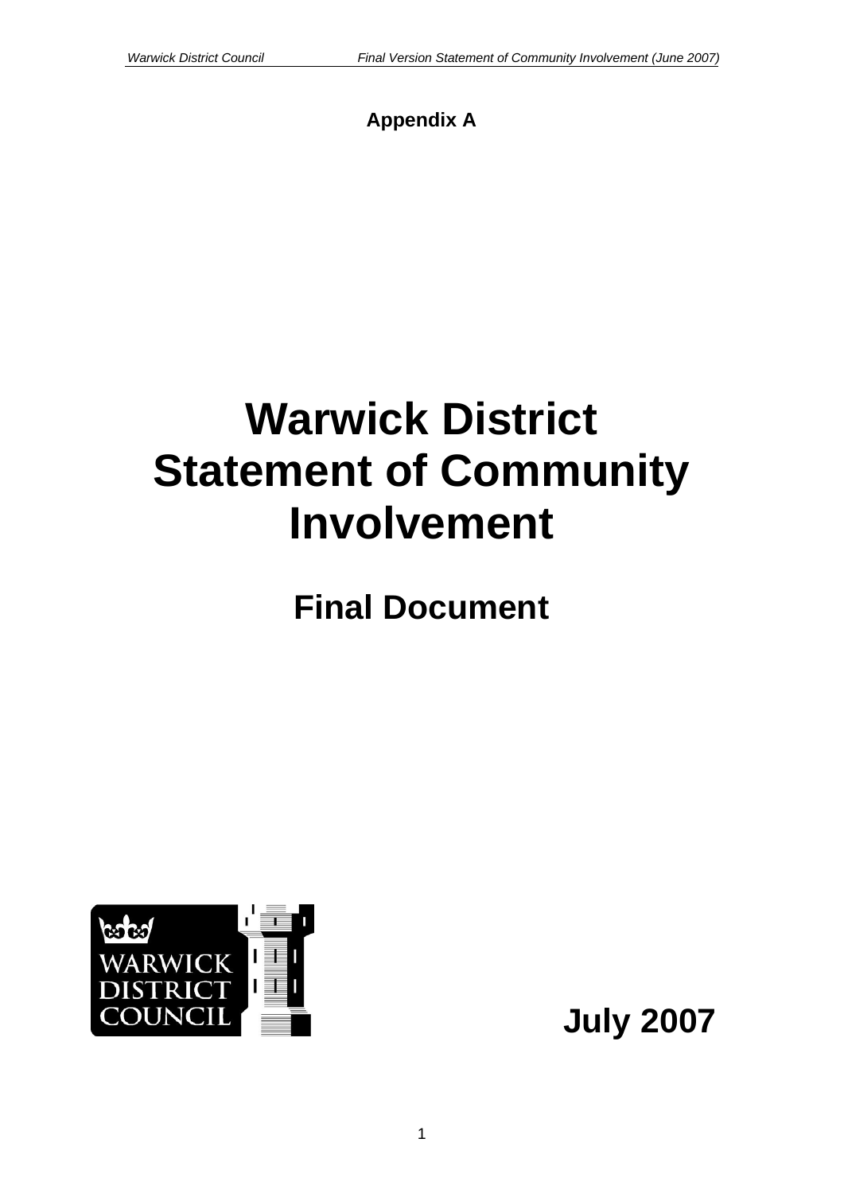**Appendix A**

# Warwick District Statement of Community Involvement

## Final Document

WARWICK DISTRICT COUNCIL

**July 2007**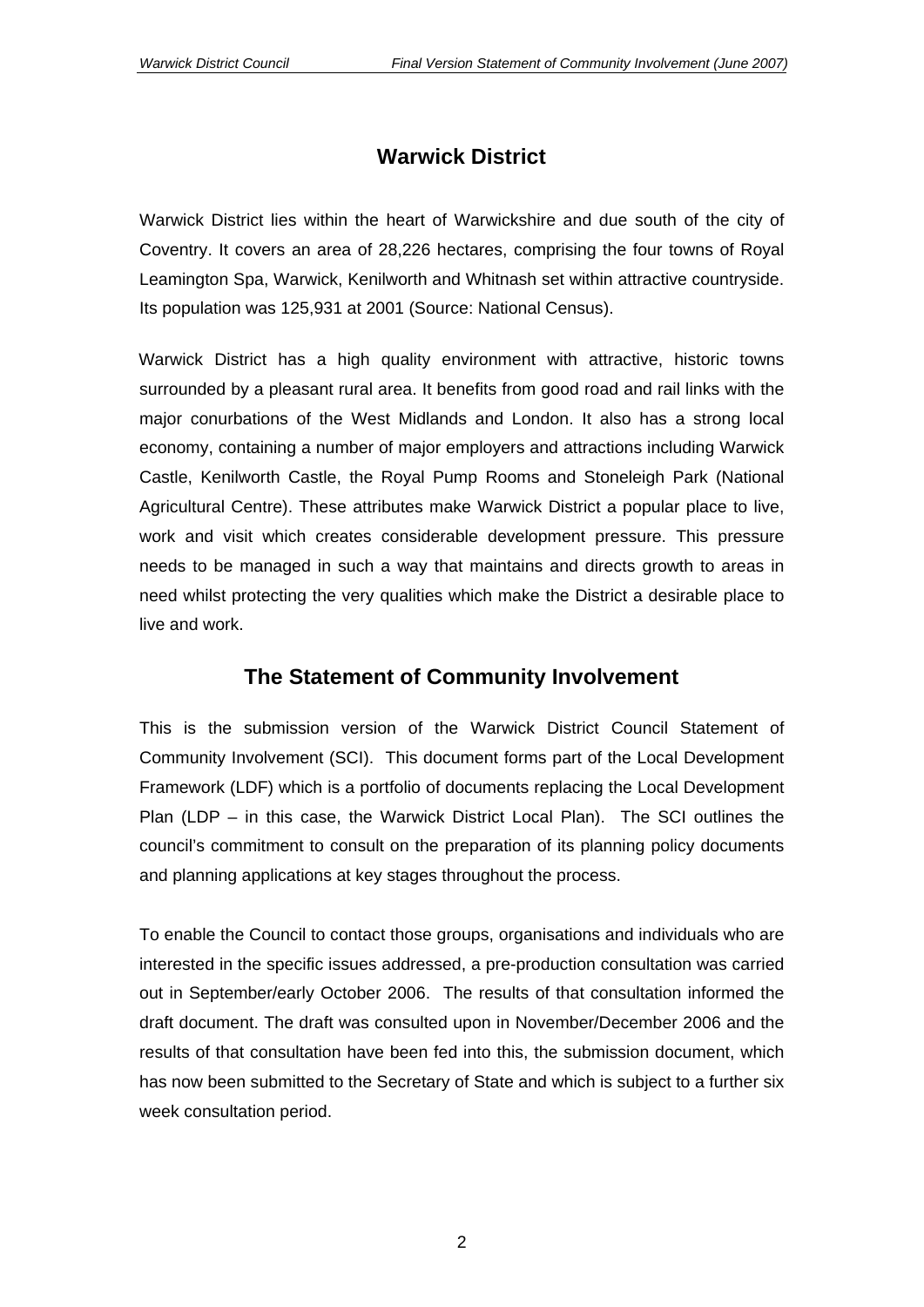## Warwick District

Warwick District lies within the heart of Warwickshire and due south of the city of Coventry. It covers an area of 28,226 hectares, comprising the four towns of Royal Leamington Spa, Warwick, Kenilworth and Whitnash set within attractive countryside. Its population was 125,931 at 2001 (Source: National Census).

Warwick District has a high quality environment with attractive, historic towns surrounded by a pleasant rural area. It benefits from good road and rail links with the major conurbations of the West Midlands and London. It also has a strong local economy, containing a number of major employers and attractions including Warwick Castle, Kenilworth Castle, the Royal Pump Rooms and Stoneleigh Park (National Agricultural Centre). These attributes make Warwick District a popular place to live, work and visit which creates considerable development pressure. This pressure needs to be managed in such a way that maintains and directs growth to areas in need whilst protecting the very qualities which make the District a desirable place to live and work.

## The Statement of Community Involvement

This is the submission version of the Warwick District Council Statement of Community Involvement (SCI). This document forms part of the Local Development Framework (LDF) which is a portfolio of documents replacing the Local Development Plan (LDP – in this case, the Warwick District Local Plan). The SCI outlines the council's commitment to consult on the preparation of its planning policy documents and planning applications at key stages throughout the process.

To enable the Council to contact those groups, organisations and individuals who are interested in the specific issues addressed, a pre-production consultation was carried out in September/early October 2006. The results of that consultation informed the draft document. The draft was consulted upon in November/December 2006 and the results of that consultation have been fed into this, the submission document, which has now been submitted to the Secretary of State and which is subject to a further six week consultation period.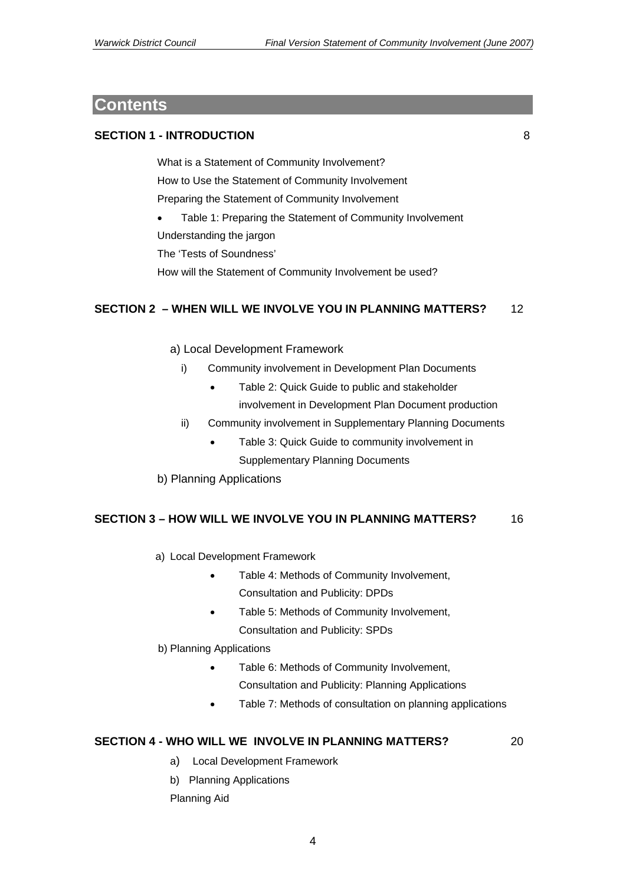# Contents

**SECTION 1 - INTRODUCTION** 8

What is a Statement of Community Involvement?

How to Use the Statement of Community Involvement

Preparing the Statement of Community Involvement

- Table 1: Preparing the Statement of Community Involvement

Understanding the jargon

The 'Tests of Soundness'

How will the Statement of Community Involvement be used?

**SECTION 2 – WHEN WILL WE INVOLVE YOU IN PLANNING MATTERS?** 12

a) Local Development Framework

i) Community involvement in Development Plan Documents

- Table 2: Quick Guide to public and stakeholder involvement in Development Plan Document production

ii) Community involvement in Supplementary Planning Documents

- Table 3: Quick Guide to community involvement in Supplementary Planning Documents

b) Planning Applications

**SECTION 3 – HOW WILL WE INVOLVE YOU IN PLANNING MATTERS?** 16

a) Local Development Framework

- Table 4: Methods of Community Involvement, Consultation and Publicity: DPDs
- Table 5: Methods of Community Involvement, Consultation and Publicity: SPDs

b) Planning Applications

- Table 6: Methods of Community Involvement, Consultation and Publicity: Planning Applications
- Table 7: Methods of consultation on planning applications

**SECTION 4 - WHO WILL WE INVOLVE IN PLANNING MATTERS?** 20

a) Local Development Framework

b) Planning Applications

Planning Aid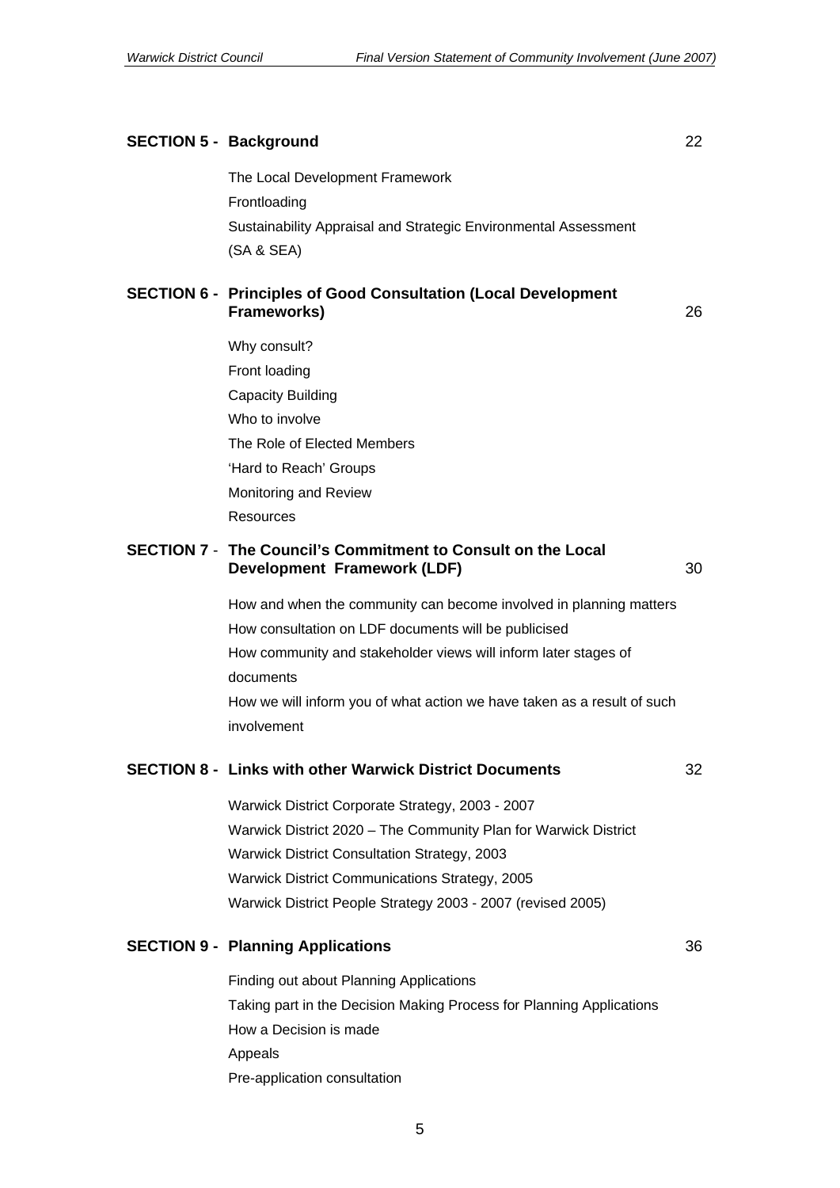**SECTION 5 - Background** 22

- The Local Development Framework
- Frontloading
- Sustainability Appraisal and Strategic Environmental Assessment (SA & SEA)

**SECTION 6 - Principles of Good Consultation (Local Development Frameworks)** 26

- Why consult?
- Front loading
- Capacity Building
- Who to involve
- The Role of Elected Members
- 'Hard to Reach' Groups
- Monitoring and Review
- Resources

**SECTION 7 - The Council's Commitment to Consult on the Local Development Framework (LDF)** 30

- How and when the community can become involved in planning matters
- How consultation on LDF documents will be publicised
- How community and stakeholder views will inform later stages of documents
- How we will inform you of what action we have taken as a result of such involvement

**SECTION 8 - Links with other Warwick District Documents** 32

- Warwick District Corporate Strategy, 2003 - 2007
- Warwick District 2020 – The Community Plan for Warwick District
- Warwick District Consultation Strategy, 2003
- Warwick District Communications Strategy, 2005
- Warwick District People Strategy 2003 - 2007 (revised 2005)

**SECTION 9 - Planning Applications** 36

- Finding out about Planning Applications
- Taking part in the Decision Making Process for Planning Applications
- How a Decision is made
- Appeals
- Pre-application consultation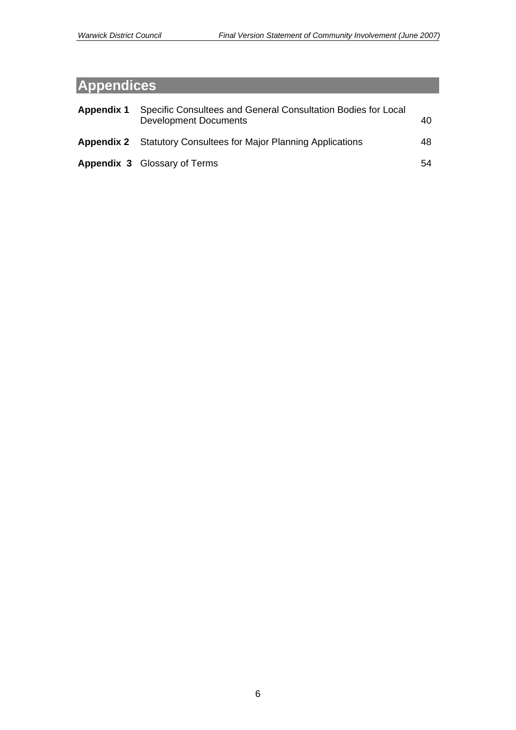# Appendices

| | | |
|---|---|---|
| **Appendix 1** | Specific Consultees and General Consultation Bodies for Local Development Documents | 40 |
| **Appendix 2** | Statutory Consultees for Major Planning Applications | 48 |
| **Appendix 3** | Glossary of Terms | 54 |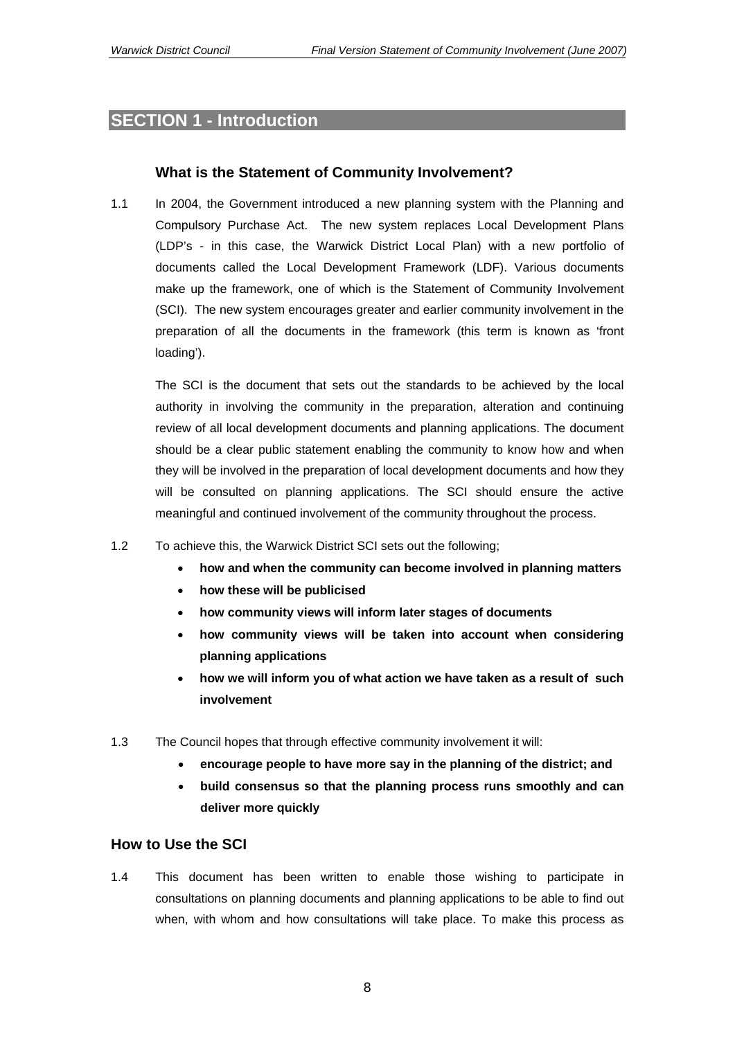## SECTION 1 - Introduction

### What is the Statement of Community Involvement?

1.1 In 2004, the Government introduced a new planning system with the Planning and Compulsory Purchase Act. The new system replaces Local Development Plans (LDP's - in this case, the Warwick District Local Plan) with a new portfolio of documents called the Local Development Framework (LDF). Various documents make up the framework, one of which is the Statement of Community Involvement (SCI). The new system encourages greater and earlier community involvement in the preparation of all the documents in the framework (this term is known as 'front loading').

The SCI is the document that sets out the standards to be achieved by the local authority in involving the community in the preparation, alteration and continuing review of all local development documents and planning applications. The document should be a clear public statement enabling the community to know how and when they will be involved in the preparation of local development documents and how they will be consulted on planning applications. The SCI should ensure the active meaningful and continued involvement of the community throughout the process.

1.2 To achieve this, the Warwick District SCI sets out the following;

- **how and when the community can become involved in planning matters**
- **how these will be publicised**
- **how community views will inform later stages of documents**
- **how community views will be taken into account when considering planning applications**
- **how we will inform you of what action we have taken as a result of such involvement**

1.3 The Council hopes that through effective community involvement it will:

- **encourage people to have more say in the planning of the district; and**
- **build consensus so that the planning process runs smoothly and can deliver more quickly**

### How to Use the SCI

1.4 This document has been written to enable those wishing to participate in consultations on planning documents and planning applications to be able to find out when, with whom and how consultations will take place. To make this process as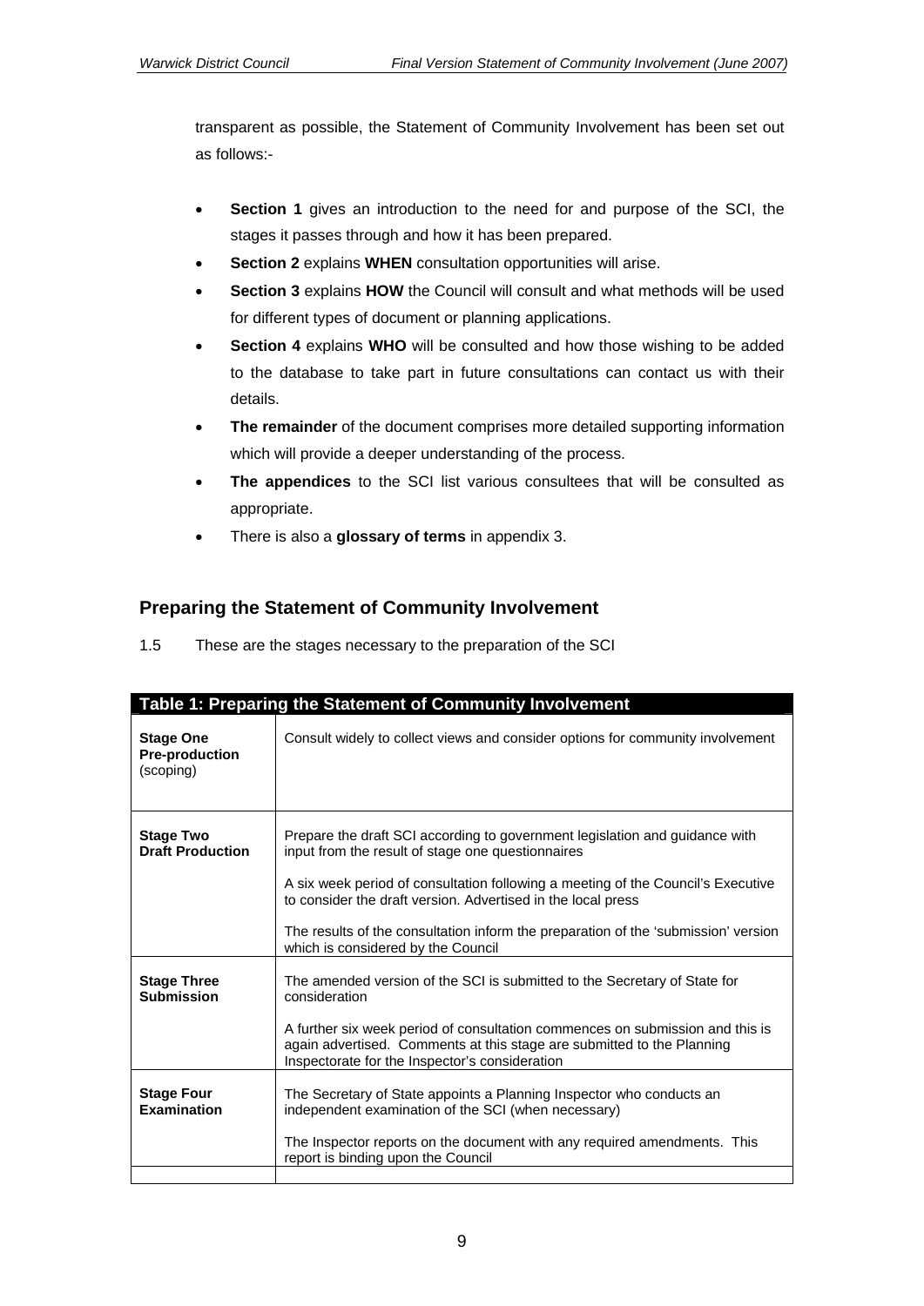transparent as possible, the Statement of Community Involvement has been set out as follows:-

- **Section 1** gives an introduction to the need for and purpose of the SCI, the stages it passes through and how it has been prepared.
- **Section 2** explains **WHEN** consultation opportunities will arise.
- **Section 3** explains **HOW** the Council will consult and what methods will be used for different types of document or planning applications.
- **Section 4** explains **WHO** will be consulted and how those wishing to be added to the database to take part in future consultations can contact us with their details.
- **The remainder** of the document comprises more detailed supporting information which will provide a deeper understanding of the process.
- **The appendices** to the SCI list various consultees that will be consulted as appropriate.
- There is also a **glossary of terms** in appendix 3.

## Preparing the Statement of Community Involvement

1.5 These are the stages necessary to the preparation of the SCI

| **Table 1: Preparing the Statement of Community Involvement** | |
|---|---|
| **Stage One Pre-production** (scoping) | Consult widely to collect views and consider options for community involvement |
| **Stage Two Draft Production** | Prepare the draft SCI according to government legislation and guidance with input from the result of stage one questionnaires<br><br>A six week period of consultation following a meeting of the Council's Executive to consider the draft version. Advertised in the local press<br><br>The results of the consultation inform the preparation of the 'submission' version which is considered by the Council |
| **Stage Three Submission** | The amended version of the SCI is submitted to the Secretary of State for consideration<br><br>A further six week period of consultation commences on submission and this is again advertised. Comments at this stage are submitted to the Planning Inspectorate for the Inspector's consideration |
| **Stage Four Examination** | The Secretary of State appoints a Planning Inspector who conducts an independent examination of the SCI (when necessary)<br><br>The Inspector reports on the document with any required amendments. This report is binding upon the Council |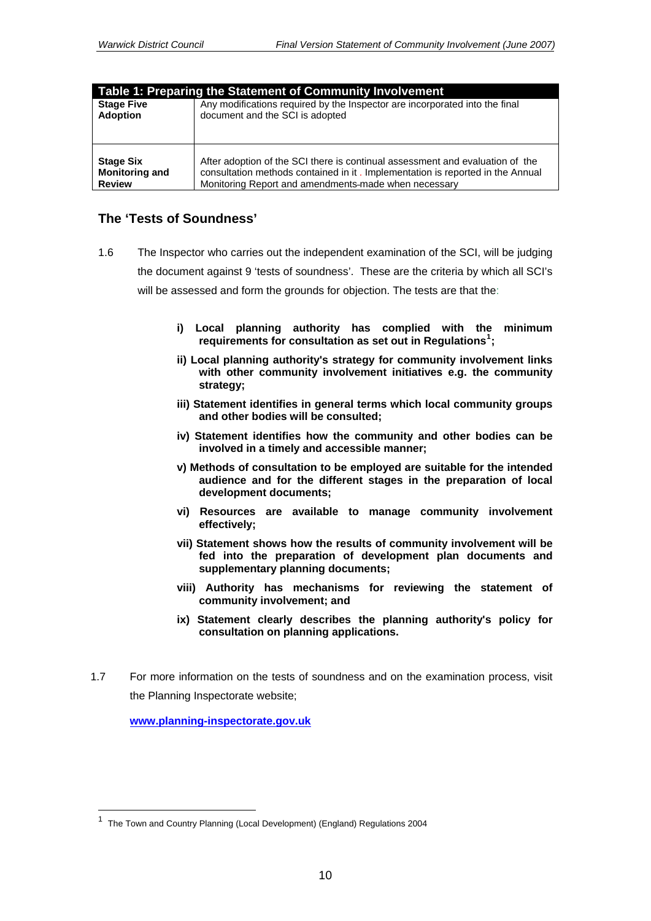| Table 1: Preparing the Statement of Community Involvement | |
|---|---|
| **Stage Five Adoption** | Any modifications required by the Inspector are incorporated into the final document and the SCI is adopted |
| **Stage Six Monitoring and Review** | After adoption of the SCI there is continual assessment and evaluation of the consultation methods contained in it . Implementation is reported in the Annual Monitoring Report and amendments made when necessary |

## The 'Tests of Soundness'

1.6 The Inspector who carries out the independent examination of the SCI, will be judging the document against 9 'tests of soundness'. These are the criteria by which all SCI's will be assessed and form the grounds for objection. The tests are that the:

> **i) Local planning authority has complied with the minimum requirements for consultation as set out in Regulations[1];**
>
> **ii) Local planning authority's strategy for community involvement links with other community involvement initiatives e.g. the community strategy;**
>
> **iii) Statement identifies in general terms which local community groups and other bodies will be consulted;**
>
> **iv) Statement identifies how the community and other bodies can be involved in a timely and accessible manner;**
>
> **v) Methods of consultation to be employed are suitable for the intended audience and for the different stages in the preparation of local development documents;**
>
> **vi) Resources are available to manage community involvement effectively;**
>
> **vii) Statement shows how the results of community involvement will be fed into the preparation of development plan documents and supplementary planning documents;**
>
> **viii) Authority has mechanisms for reviewing the statement of community involvement; and**
>
> **ix) Statement clearly describes the planning authority's policy for consultation on planning applications.**

1.7 For more information on the tests of soundness and on the examination process, visit the Planning Inspectorate website;

**www.planning-inspectorate.gov.uk**

[1] The Town and Country Planning (Local Development) (England) Regulations 2004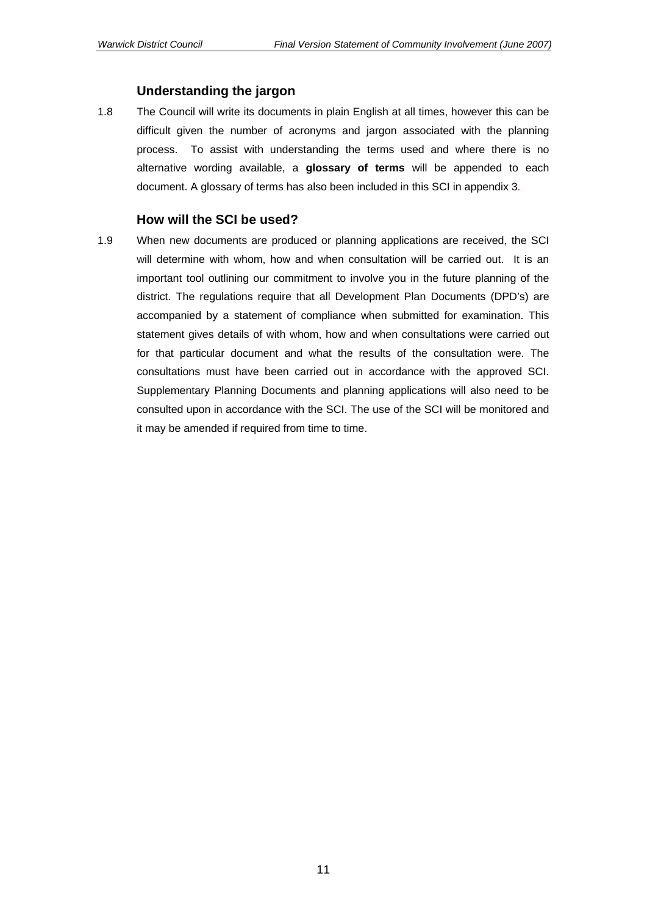### Understanding the jargon

1.8 The Council will write its documents in plain English at all times, however this can be difficult given the number of acronyms and jargon associated with the planning process. To assist with understanding the terms used and where there is no alternative wording available, a **glossary of terms** will be appended to each document. A glossary of terms has also been included in this SCI in appendix 3.

### How will the SCI be used?

1.9 When new documents are produced or planning applications are received, the SCI will determine with whom, how and when consultation will be carried out. It is an important tool outlining our commitment to involve you in the future planning of the district. The regulations require that all Development Plan Documents (DPD's) are accompanied by a statement of compliance when submitted for examination. This statement gives details of with whom, how and when consultations were carried out for that particular document and what the results of the consultation were. The consultations must have been carried out in accordance with the approved SCI. Supplementary Planning Documents and planning applications will also need to be consulted upon in accordance with the SCI. The use of the SCI will be monitored and it may be amended if required from time to time.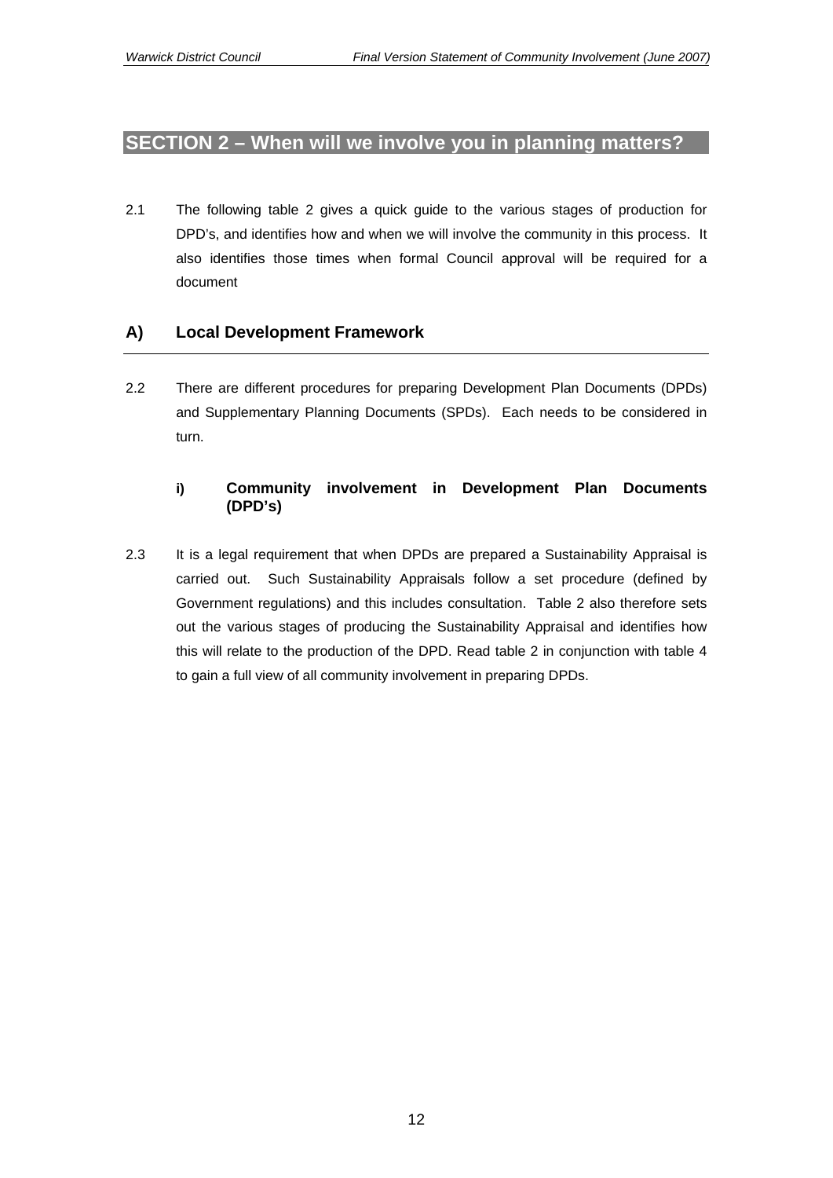## SECTION 2 – When will we involve you in planning matters?

2.1 The following table 2 gives a quick guide to the various stages of production for DPD's, and identifies how and when we will involve the community in this process. It also identifies those times when formal Council approval will be required for a document

### A) Local Development Framework

2.2 There are different procedures for preparing Development Plan Documents (DPDs) and Supplementary Planning Documents (SPDs). Each needs to be considered in turn.

#### i) Community involvement in Development Plan Documents (DPD's)

2.3 It is a legal requirement that when DPDs are prepared a Sustainability Appraisal is carried out. Such Sustainability Appraisals follow a set procedure (defined by Government regulations) and this includes consultation. Table 2 also therefore sets out the various stages of producing the Sustainability Appraisal and identifies how this will relate to the production of the DPD. Read table 2 in conjunction with table 4 to gain a full view of all community involvement in preparing DPDs.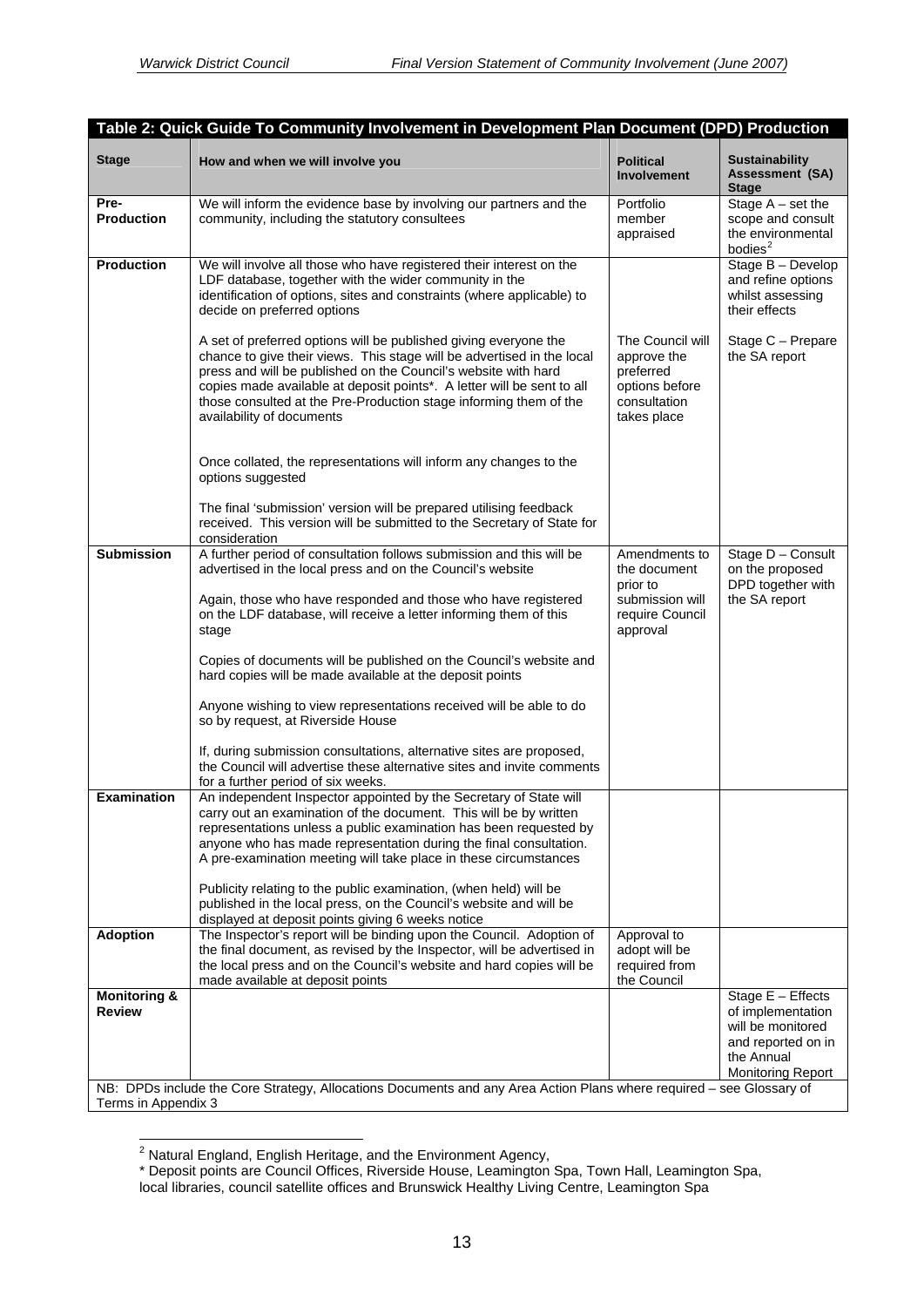**Table 2: Quick Guide To Community Involvement in Development Plan Document (DPD) Production**

| Stage | How and when we will involve you | Political Involvement | Sustainability Assessment (SA) Stage |
|---|---|---|---|
| **Pre-Production** | We will inform the evidence base by involving our partners and the community, including the statutory consultees | Portfolio member appraised | Stage A – set the scope and consult the environmental bodies[2] |
| **Production** | We will involve all those who have registered their interest on the LDF database, together with the wider community in the identification of options, sites and constraints (where applicable) to decide on preferred options | | Stage B – Develop and refine options whilst assessing their effects |
| | A set of preferred options will be published giving everyone the chance to give their views. This stage will be advertised in the local press and will be published on the Council's website with hard copies made available at deposit points*. A letter will be sent to all those consulted at the Pre-Production stage informing them of the availability of documents | The Council will approve the preferred options before consultation takes place | Stage C – Prepare the SA report |
| | Once collated, the representations will inform any changes to the options suggested | | |
| | The final 'submission' version will be prepared utilising feedback received. This version will be submitted to the Secretary of State for consideration | | |
| **Submission** | A further period of consultation follows submission and this will be advertised in the local press and on the Council's website<br><br>Again, those who have responded and those who have registered on the LDF database, will receive a letter informing them of this stage<br><br>Copies of documents will be published on the Council's website and hard copies will be made available at the deposit points<br><br>Anyone wishing to view representations received will be able to do so by request, at Riverside House<br><br>If, during submission consultations, alternative sites are proposed, the Council will advertise these alternative sites and invite comments for a further period of six weeks. | Amendments to the document prior to submission will require Council approval | Stage D – Consult on the proposed DPD together with the SA report |
| **Examination** | An independent Inspector appointed by the Secretary of State will carry out an examination of the document. This will be by written representations unless a public examination has been requested by anyone who has made representation during the final consultation. A pre-examination meeting will take place in these circumstances<br><br>Publicity relating to the public examination, (when held) will be published in the local press, on the Council's website and will be displayed at deposit points giving 6 weeks notice | | |
| **Adoption** | The Inspector's report will be binding upon the Council. Adoption of the final document, as revised by the Inspector, will be advertised in the local press and on the Council's website and hard copies will be made available at deposit points | Approval to adopt will be required from the Council | |
| **Monitoring & Review** | | | Stage E – Effects of implementation will be monitored and reported on in the Annual Monitoring Report |

NB: DPDs include the Core Strategy, Allocations Documents and any Area Action Plans where required – see Glossary of Terms in Appendix 3

[2] Natural England, English Heritage, and the Environment Agency,

\* Deposit points are Council Offices, Riverside House, Leamington Spa, Town Hall, Leamington Spa, local libraries, council satellite offices and Brunswick Healthy Living Centre, Leamington Spa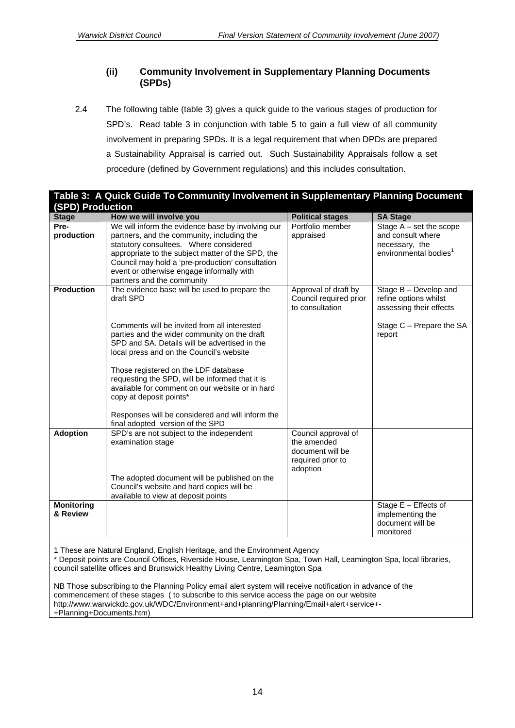### (ii) Community Involvement in Supplementary Planning Documents (SPDs)

2.4 The following table (table 3) gives a quick guide to the various stages of production for SPD's. Read table 3 in conjunction with table 5 to gain a full view of all community involvement in preparing SPDs. It is a legal requirement that when DPDs are prepared a Sustainability Appraisal is carried out. Such Sustainability Appraisals follow a set procedure (defined by Government regulations) and this includes consultation.

**Table 3: A Quick Guide To Community Involvement in Supplementary Planning Document (SPD) Production**

| Stage | How we will involve you | Political stages | SA Stage |
|---|---|---|---|
| **Pre-production** | We will inform the evidence base by involving our partners, and the community, including the statutory consultees. Where considered appropriate to the subject matter of the SPD, the Council may hold a 'pre-production' consultation event or otherwise engage informally with partners and the community | Portfolio member appraised | Stage A – set the scope and consult where necessary, the environmental bodies[1] |
| **Production** | The evidence base will be used to prepare the draft SPD<br><br>Comments will be invited from all interested parties and the wider community on the draft SPD and SA. Details will be advertised in the local press and on the Council's website<br><br>Those registered on the LDF database requesting the SPD, will be informed that it is available for comment on our website or in hard copy at deposit points*<br><br>Responses will be considered and will inform the final adopted version of the SPD | Approval of draft by Council required prior to consultation | Stage B – Develop and refine options whilst assessing their effects<br><br>Stage C – Prepare the SA report |
| **Adoption** | SPD's are not subject to the independent examination stage<br><br>The adopted document will be published on the Council's website and hard copies will be available to view at deposit points | Council approval of the amended document will be required prior to adoption | |
| **Monitoring & Review** | | | Stage E – Effects of implementing the document will be monitored |

1 These are Natural England, English Heritage, and the Environment Agency
* Deposit points are Council Offices, Riverside House, Leamington Spa, Town Hall, Leamington Spa, local libraries, council satellite offices and Brunswick Healthy Living Centre, Leamington Spa

NB Those subscribing to the Planning Policy email alert system will receive notification in advance of the commencement of these stages ( to subscribe to this service access the page on our website http://www.warwickdc.gov.uk/WDC/Environment+and+planning/Planning/Email+alert+service+-+Planning+Documents.htm)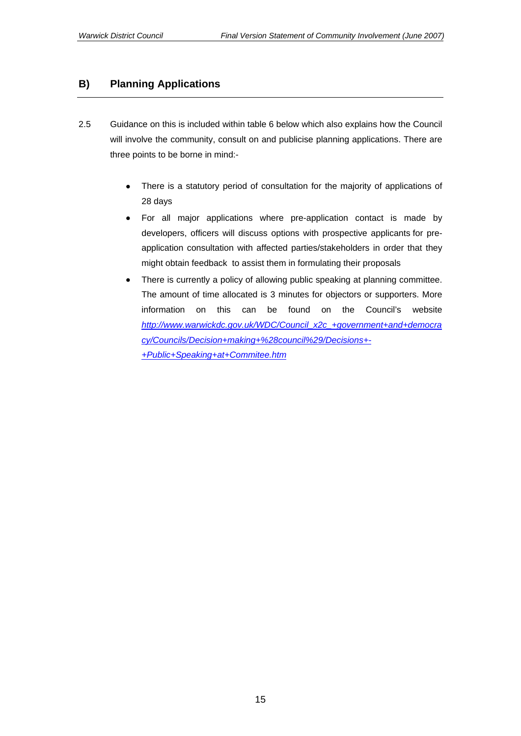## B) Planning Applications

2.5 Guidance on this is included within table 6 below which also explains how the Council will involve the community, consult on and publicise planning applications. There are three points to be borne in mind:-

- There is a statutory period of consultation for the majority of applications of 28 days
- For all major applications where pre-application contact is made by developers, officers will discuss options with prospective applicants for pre-application consultation with affected parties/stakeholders in order that they might obtain feedback to assist them in formulating their proposals
- There is currently a policy of allowing public speaking at planning committee. The amount of time allocated is 3 minutes for objectors or supporters. More information on this can be found on the Council's website *http://www.warwickdc.gov.uk/WDC/Council_x2c_+government+and+democracy/Councils/Decision+making+%28council%29/Decisions+-+Public+Speaking+at+Commitee.htm*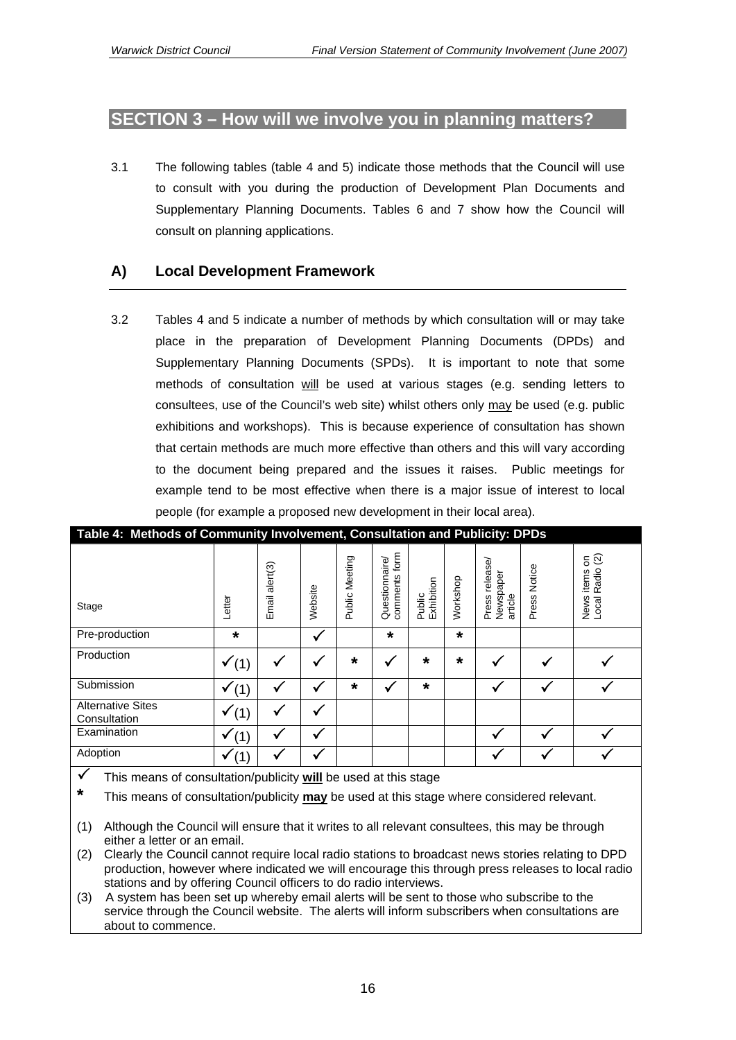## SECTION 3 – How will we involve you in planning matters?

3.1 The following tables (table 4 and 5) indicate those methods that the Council will use to consult with you during the production of Development Plan Documents and Supplementary Planning Documents. Tables 6 and 7 show how the Council will consult on planning applications.

### A) Local Development Framework

3.2 Tables 4 and 5 indicate a number of methods by which consultation will or may take place in the preparation of Development Planning Documents (DPDs) and Supplementary Planning Documents (SPDs). It is important to note that some methods of consultation will be used at various stages (e.g. sending letters to consultees, use of the Council's web site) whilst others only may be used (e.g. public exhibitions and workshops). This is because experience of consultation has shown that certain methods are much more effective than others and this will vary according to the document being prepared and the issues it raises. Public meetings for example tend to be most effective when there is a major issue of interest to local people (for example a proposed new development in their local area).

**Table 4: Methods of Community Involvement, Consultation and Publicity: DPDs**

| Stage | Letter | Email alert(3) | Website | Public Meeting | Questionnaire/ comments form | Public Exhibition | Workshop | Press release/ Newspaper article | Press Notice | News items on Local Radio (2) |
|---|---|---|---|---|---|---|---|---|---|---|
| Pre-production | * | | ✓ | | * | | * | | | |
| Production | ✓(1) | ✓ | ✓ | * | ✓ | * | * | ✓ | ✓ | ✓ |
| Submission | ✓(1) | ✓ | ✓ | * | ✓ | * | | ✓ | ✓ | ✓ |
| Alternative Sites Consultation | ✓(1) | ✓ | ✓ | | | | | | | |
| Examination | ✓(1) | ✓ | ✓ | | | | | ✓ | ✓ | ✓ |
| Adoption | ✓(1) | ✓ | ✓ | | | | | ✓ | ✓ | ✓ |

✓ This means of consultation/publicity **will** be used at this stage

\* This means of consultation/publicity **may** be used at this stage where considered relevant.

(1) Although the Council will ensure that it writes to all relevant consultees, this may be through either a letter or an email.

(2) Clearly the Council cannot require local radio stations to broadcast news stories relating to DPD production, however where indicated we will encourage this through press releases to local radio stations and by offering Council officers to do radio interviews.

(3) A system has been set up whereby email alerts will be sent to those who subscribe to the service through the Council website. The alerts will inform subscribers when consultations are about to commence.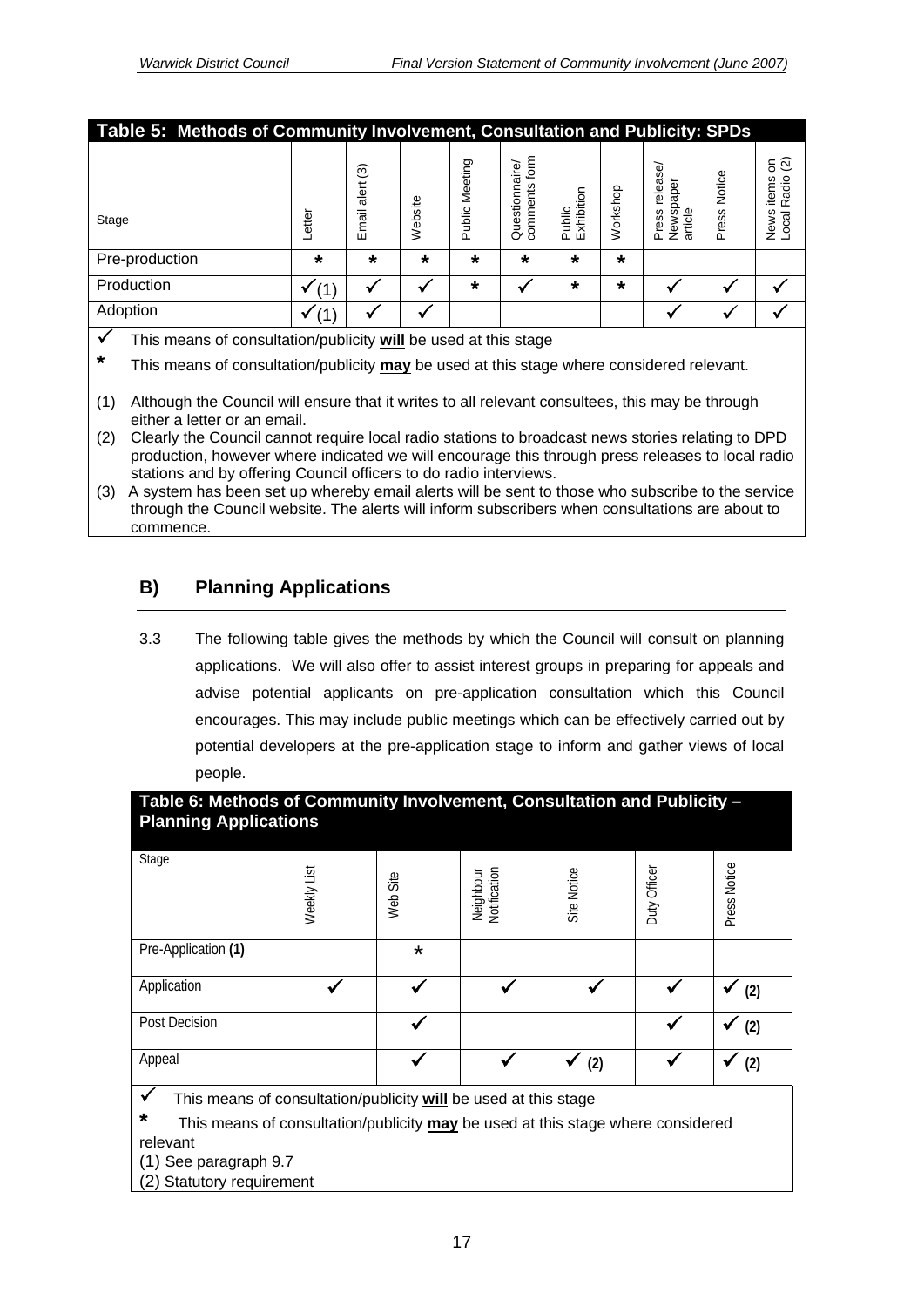**Table 5: Methods of Community Involvement, Consultation and Publicity: SPDs**

| Stage | Letter | Email alert (3) | Website | Public Meeting | Questionnaire/ comments form | Public Exhibition | Workshop | Press release/ Newspaper article | Press Notice | News items on Local Radio (2) |
|---|---|---|---|---|---|---|---|---|---|---|
| Pre-production | * | * | * | * | * | * | * | | | |
| Production | ✓(1) | ✓ | ✓ | * | ✓ | * | * | ✓ | ✓ | ✓ |
| Adoption | ✓(1) | ✓ | ✓ | | | | | ✓ | ✓ | ✓ |

✓ This means of consultation/publicity **will** be used at this stage

* This means of consultation/publicity **may** be used at this stage where considered relevant.

(1) Although the Council will ensure that it writes to all relevant consultees, this may be through either a letter or an email.

(2) Clearly the Council cannot require local radio stations to broadcast news stories relating to DPD production, however where indicated we will encourage this through press releases to local radio stations and by offering Council officers to do radio interviews.

(3) A system has been set up whereby email alerts will be sent to those who subscribe to the service through the Council website. The alerts will inform subscribers when consultations are about to commence.

## B) Planning Applications

3.3 The following table gives the methods by which the Council will consult on planning applications. We will also offer to assist interest groups in preparing for appeals and advise potential applicants on pre-application consultation which this Council encourages. This may include public meetings which can be effectively carried out by potential developers at the pre-application stage to inform and gather views of local people.

**Table 6: Methods of Community Involvement, Consultation and Publicity – Planning Applications**

| Stage | Weekly List | Web Site | Neighbour Notification | Site Notice | Duty Officer | Press Notice |
|---|---|---|---|---|---|---|
| Pre-Application **(1)** | | * | | | | |
| Application | ✓ | ✓ | ✓ | ✓ | ✓ | ✓ **(2)** |
| Post Decision | | ✓ | | | ✓ | ✓ **(2)** |
| Appeal | | ✓ | ✓ | ✓ **(2)** | ✓ | ✓ **(2)** |

✓ This means of consultation/publicity **will** be used at this stage

* This means of consultation/publicity **may** be used at this stage where considered relevant

(1) See paragraph 9.7

(2) Statutory requirement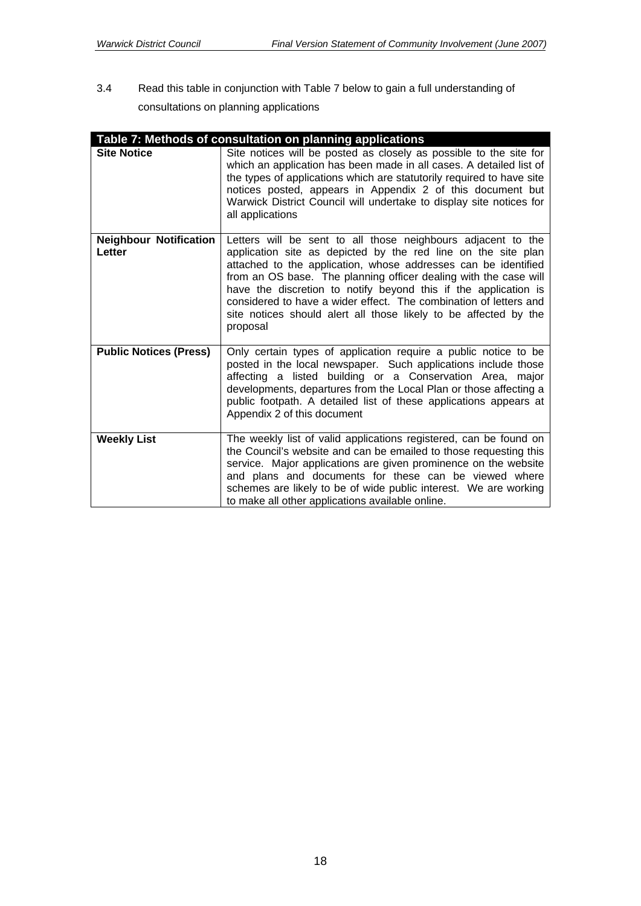3.4 Read this table in conjunction with Table 7 below to gain a full understanding of consultations on planning applications

| Table 7: Methods of consultation on planning applications | |
|---|---|
| **Site Notice** | Site notices will be posted as closely as possible to the site for which an application has been made in all cases. A detailed list of the types of applications which are statutorily required to have site notices posted, appears in Appendix 2 of this document but Warwick District Council will undertake to display site notices for all applications |
| **Neighbour Notification Letter** | Letters will be sent to all those neighbours adjacent to the application site as depicted by the red line on the site plan attached to the application, whose addresses can be identified from an OS base. The planning officer dealing with the case will have the discretion to notify beyond this if the application is considered to have a wider effect. The combination of letters and site notices should alert all those likely to be affected by the proposal |
| **Public Notices (Press)** | Only certain types of application require a public notice to be posted in the local newspaper. Such applications include those affecting a listed building or a Conservation Area, major developments, departures from the Local Plan or those affecting a public footpath. A detailed list of these applications appears at Appendix 2 of this document |
| **Weekly List** | The weekly list of valid applications registered, can be found on the Council's website and can be emailed to those requesting this service. Major applications are given prominence on the website and plans and documents for these can be viewed where schemes are likely to be of wide public interest. We are working to make all other applications available online. |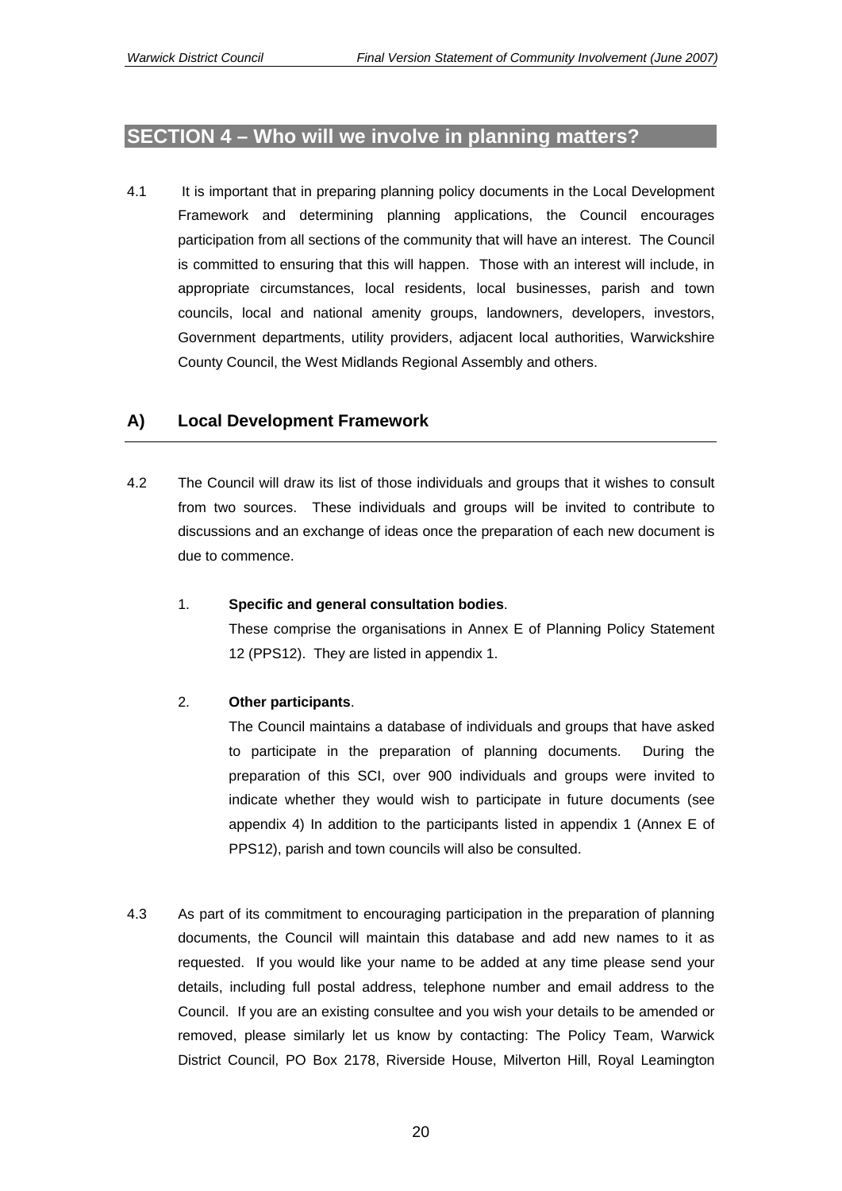## SECTION 4 – Who will we involve in planning matters?

4.1 It is important that in preparing planning policy documents in the Local Development Framework and determining planning applications, the Council encourages participation from all sections of the community that will have an interest. The Council is committed to ensuring that this will happen. Those with an interest will include, in appropriate circumstances, local residents, local businesses, parish and town councils, local and national amenity groups, landowners, developers, investors, Government departments, utility providers, adjacent local authorities, Warwickshire County Council, the West Midlands Regional Assembly and others.

### A) Local Development Framework

4.2 The Council will draw its list of those individuals and groups that it wishes to consult from two sources. These individuals and groups will be invited to contribute to discussions and an exchange of ideas once the preparation of each new document is due to commence.

1. **Specific and general consultation bodies**.
   These comprise the organisations in Annex E of Planning Policy Statement 12 (PPS12). They are listed in appendix 1.

2. **Other participants**.
   The Council maintains a database of individuals and groups that have asked to participate in the preparation of planning documents. During the preparation of this SCI, over 900 individuals and groups were invited to indicate whether they would wish to participate in future documents (see appendix 4) In addition to the participants listed in appendix 1 (Annex E of PPS12), parish and town councils will also be consulted.

4.3 As part of its commitment to encouraging participation in the preparation of planning documents, the Council will maintain this database and add new names to it as requested. If you would like your name to be added at any time please send your details, including full postal address, telephone number and email address to the Council. If you are an existing consultee and you wish your details to be amended or removed, please similarly let us know by contacting: The Policy Team, Warwick District Council, PO Box 2178, Riverside House, Milverton Hill, Royal Leamington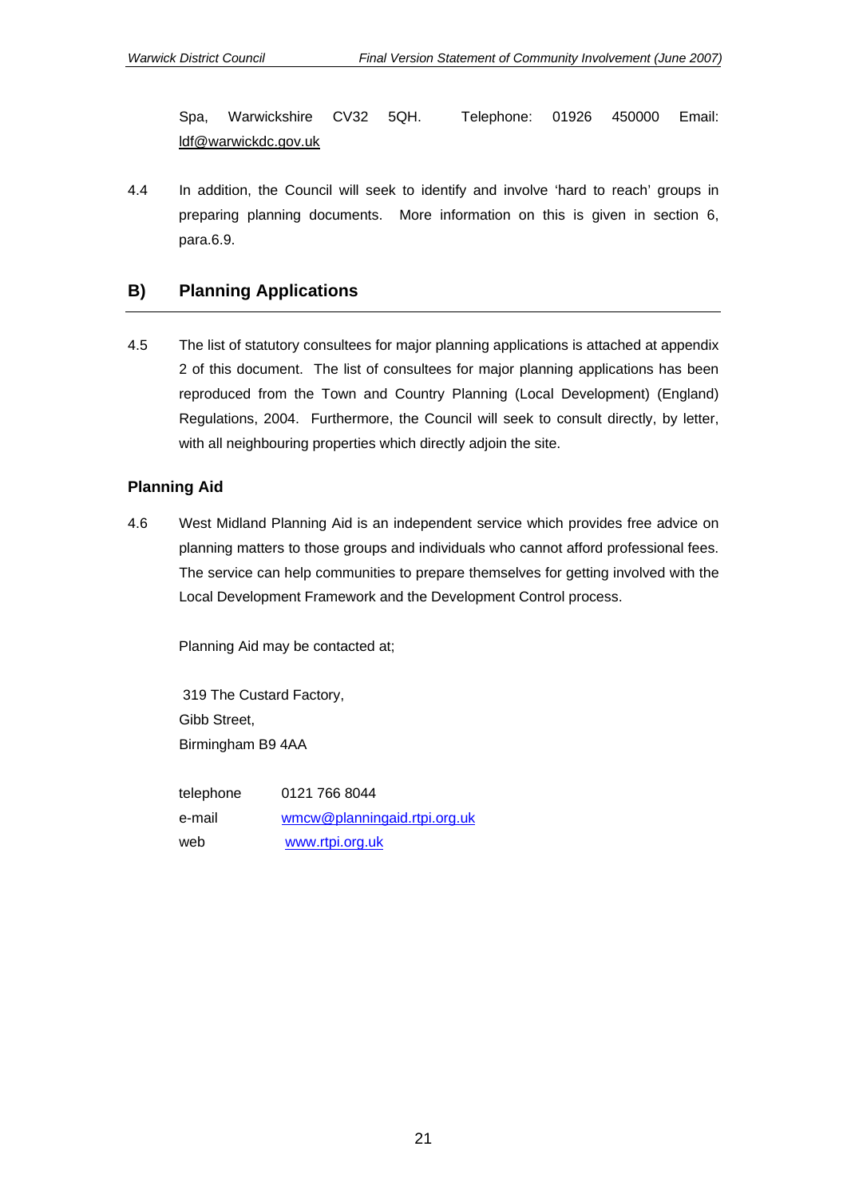Spa, Warwickshire CV32 5QH. Telephone: 01926 450000 Email: ldf@warwickdc.gov.uk

4.4 In addition, the Council will seek to identify and involve 'hard to reach' groups in preparing planning documents. More information on this is given in section 6, para.6.9.

## B) Planning Applications

4.5 The list of statutory consultees for major planning applications is attached at appendix 2 of this document. The list of consultees for major planning applications has been reproduced from the Town and Country Planning (Local Development) (England) Regulations, 2004. Furthermore, the Council will seek to consult directly, by letter, with all neighbouring properties which directly adjoin the site.

### Planning Aid

4.6 West Midland Planning Aid is an independent service which provides free advice on planning matters to those groups and individuals who cannot afford professional fees. The service can help communities to prepare themselves for getting involved with the Local Development Framework and the Development Control process.

Planning Aid may be contacted at;

319 The Custard Factory,
Gibb Street,
Birmingham B9 4AA

telephone 0121 766 8044
e-mail wmcw@planningaid.rtpi.org.uk
web www.rtpi.org.uk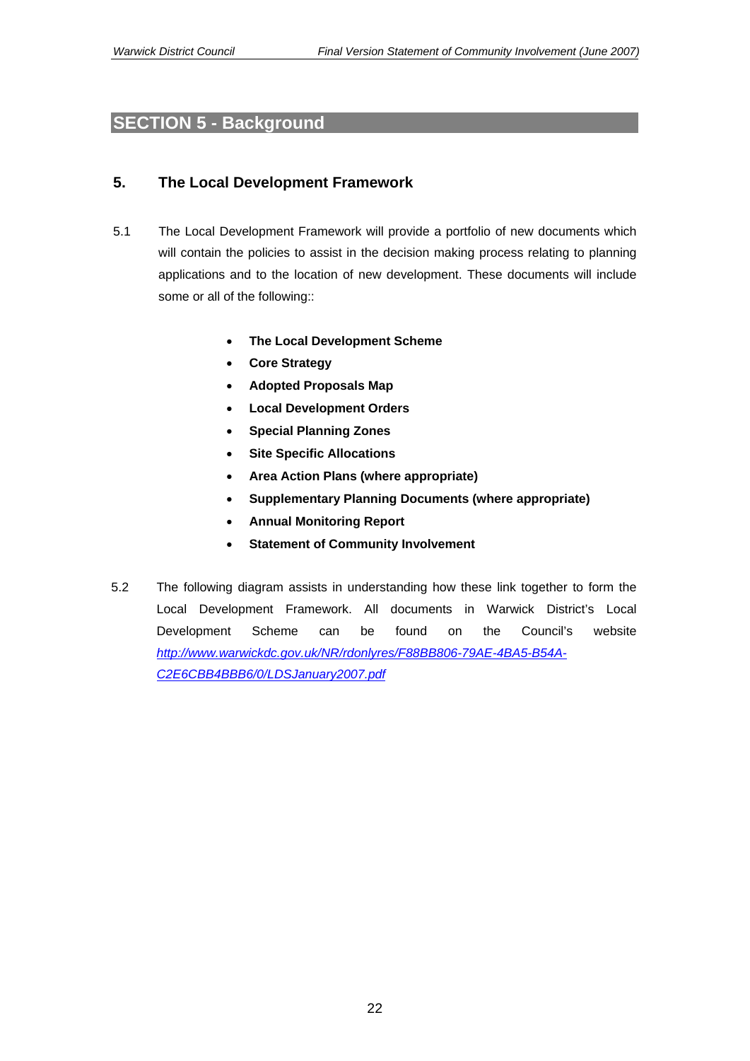# SECTION 5 - Background

## 5. The Local Development Framework

5.1 The Local Development Framework will provide a portfolio of new documents which will contain the policies to assist in the decision making process relating to planning applications and to the location of new development. These documents will include some or all of the following::

- **The Local Development Scheme**
- **Core Strategy**
- **Adopted Proposals Map**
- **Local Development Orders**
- **Special Planning Zones**
- **Site Specific Allocations**
- **Area Action Plans (where appropriate)**
- **Supplementary Planning Documents (where appropriate)**
- **Annual Monitoring Report**
- **Statement of Community Involvement**

5.2 The following diagram assists in understanding how these link together to form the Local Development Framework. All documents in Warwick District's Local Development Scheme can be found on the Council's website *http://www.warwickdc.gov.uk/NR/rdonlyres/F88BB806-79AE-4BA5-B54A-C2E6CBB4BBB6/0/LDSJanuary2007.pdf*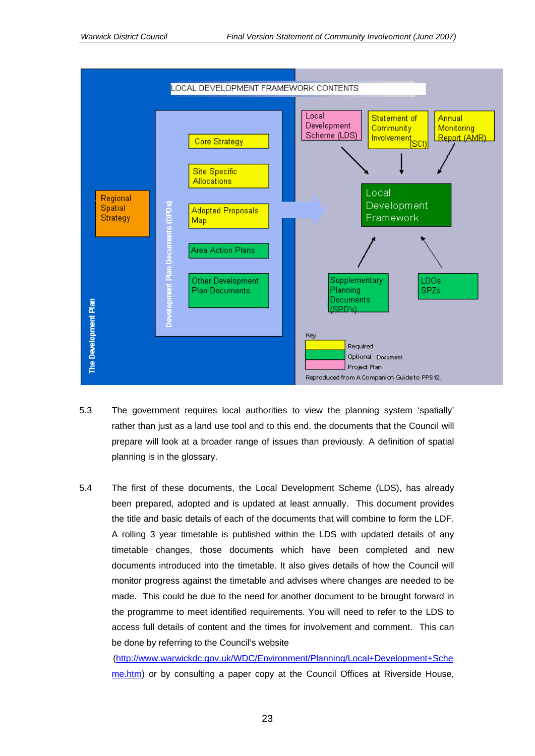LOCAL DEVELOPMENT FRAMEWORK CONTENTS

The Development Plan

Regional Spatial Strategy

Development Plan Documents (DPDs)

- Core Strategy
- Site Specific Allocations
- Adopted Proposals Map
- Area Action Plans
- Other Development Plan Documents

Local Development Scheme (LDS) | Statement of Community Involvement (SCI) | Annual Monitoring Report (AMR)

Local Development Framework

Supplementary Planning Documents (SPD's) | LDOs SPZs

Key

- Required Document
- Optional Document
- Project Plan

Reproduced from A Companion Guide to PPS12.

5.3 The government requires local authorities to view the planning system 'spatially' rather than just as a land use tool and to this end, the documents that the Council will prepare will look at a broader range of issues than previously. A definition of spatial planning is in the glossary.

5.4 The first of these documents, the Local Development Scheme (LDS), has already been prepared, adopted and is updated at least annually. This document provides the title and basic details of each of the documents that will combine to form the LDF. A rolling 3 year timetable is published within the LDS with updated details of any timetable changes, those documents which have been completed and new documents introduced into the timetable. It also gives details of how the Council will monitor progress against the timetable and advises where changes are needed to be made. This could be due to the need for another document to be brought forward in the programme to meet identified requirements. You will need to refer to the LDS to access full details of content and the times for involvement and comment. This can be done by referring to the Council's website (http://www.warwickdc.gov.uk/WDC/Environment/Planning/Local+Development+Scheme.htm) or by consulting a paper copy at the Council Offices at Riverside House,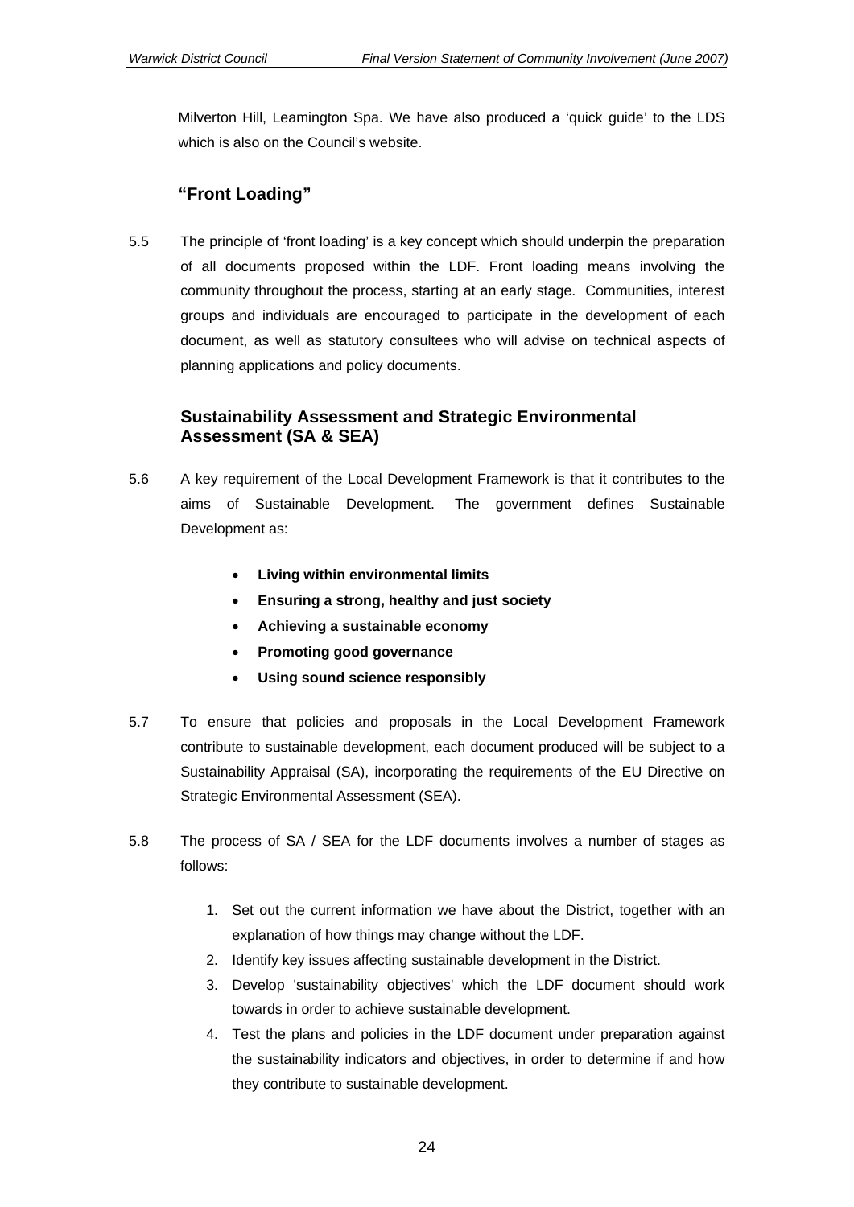Milverton Hill, Leamington Spa. We have also produced a 'quick guide' to the LDS which is also on the Council's website.

### "Front Loading"

5.5 The principle of 'front loading' is a key concept which should underpin the preparation of all documents proposed within the LDF. Front loading means involving the community throughout the process, starting at an early stage. Communities, interest groups and individuals are encouraged to participate in the development of each document, as well as statutory consultees who will advise on technical aspects of planning applications and policy documents.

### Sustainability Assessment and Strategic Environmental Assessment (SA & SEA)

5.6 A key requirement of the Local Development Framework is that it contributes to the aims of Sustainable Development. The government defines Sustainable Development as:

- **Living within environmental limits**
- **Ensuring a strong, healthy and just society**
- **Achieving a sustainable economy**
- **Promoting good governance**
- **Using sound science responsibly**

5.7 To ensure that policies and proposals in the Local Development Framework contribute to sustainable development, each document produced will be subject to a Sustainability Appraisal (SA), incorporating the requirements of the EU Directive on Strategic Environmental Assessment (SEA).

5.8 The process of SA / SEA for the LDF documents involves a number of stages as follows:

1. Set out the current information we have about the District, together with an explanation of how things may change without the LDF.
2. Identify key issues affecting sustainable development in the District.
3. Develop 'sustainability objectives' which the LDF document should work towards in order to achieve sustainable development.
4. Test the plans and policies in the LDF document under preparation against the sustainability indicators and objectives, in order to determine if and how they contribute to sustainable development.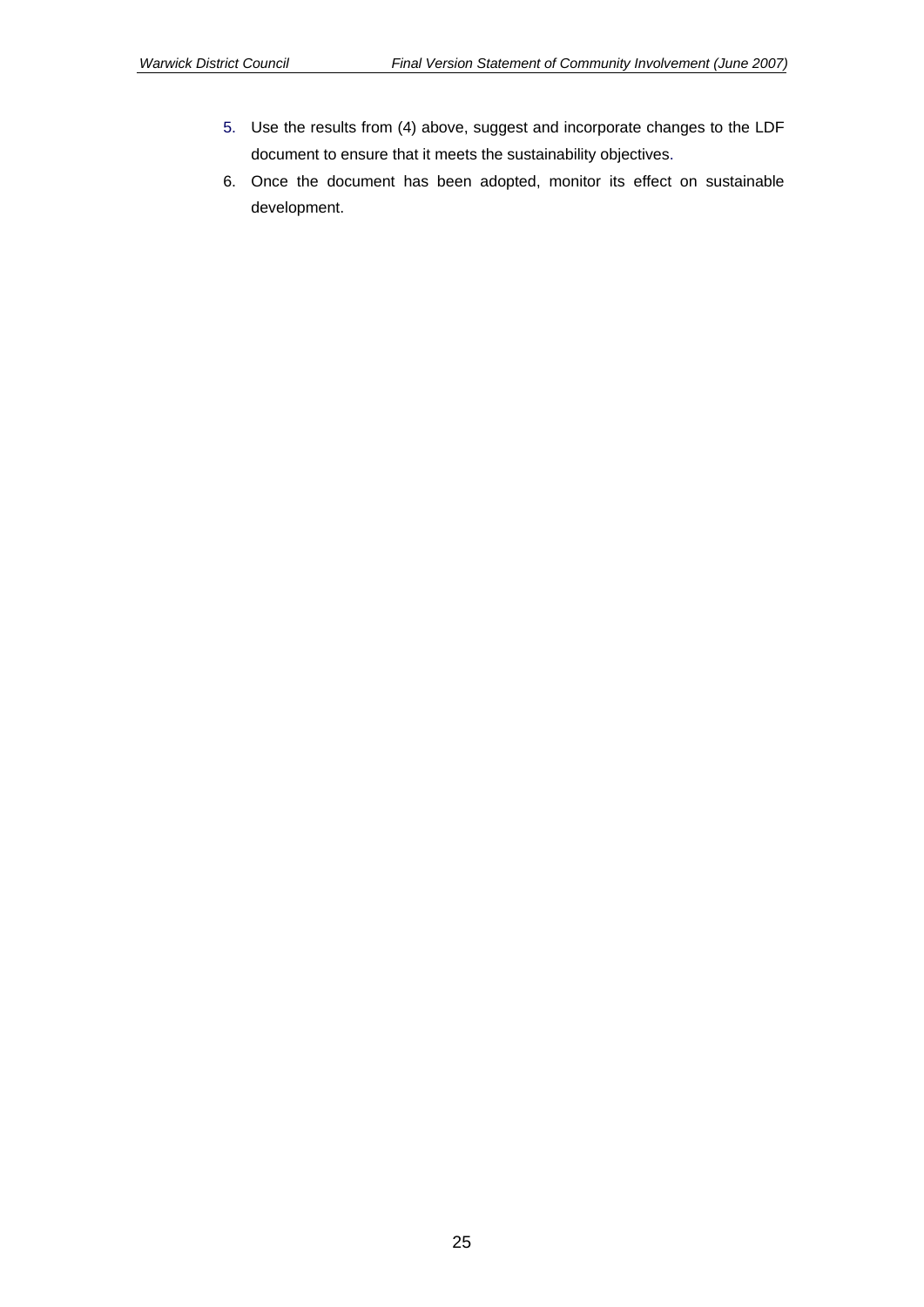5. Use the results from (4) above, suggest and incorporate changes to the LDF document to ensure that it meets the sustainability objectives.
6. Once the document has been adopted, monitor its effect on sustainable development.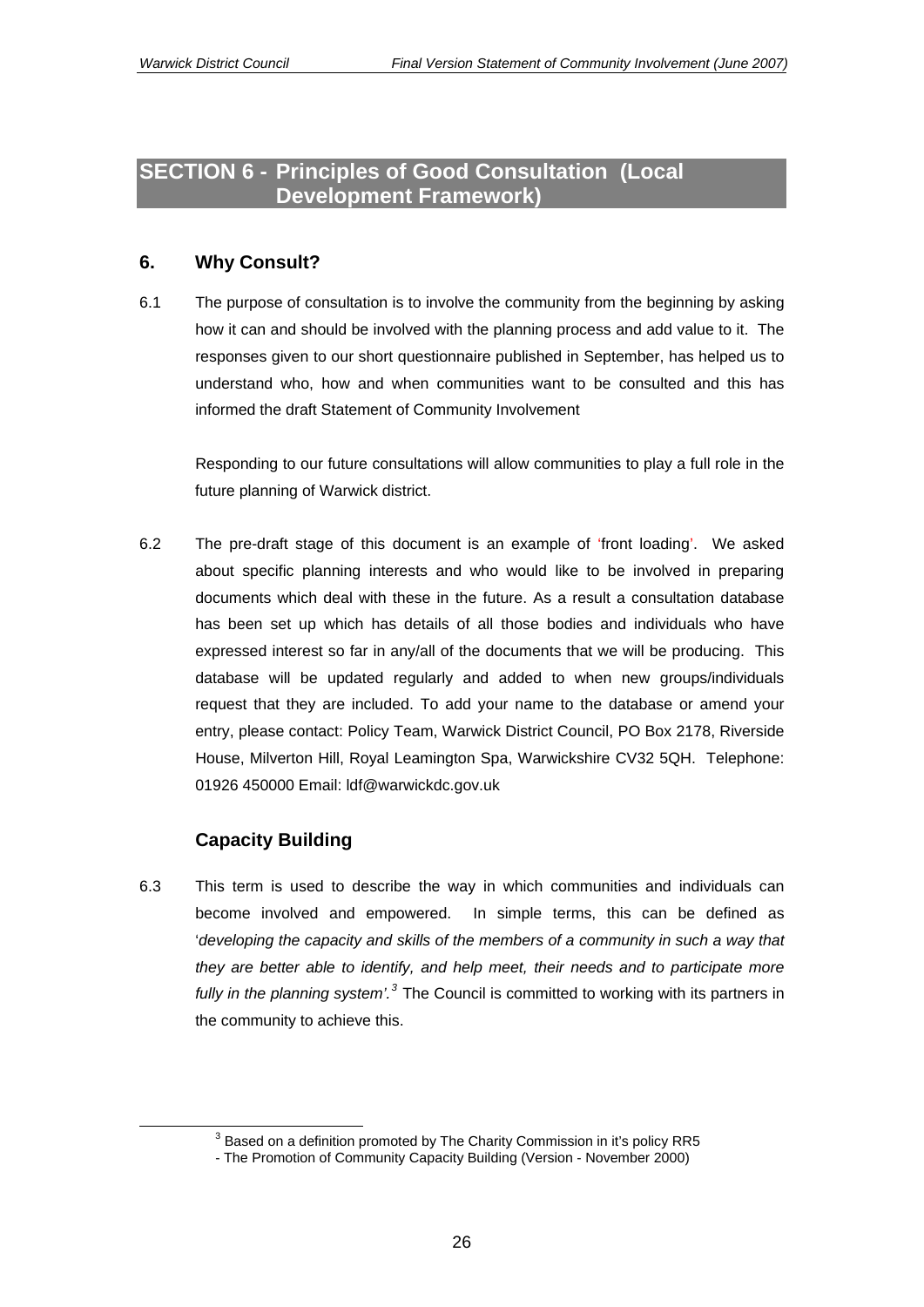# SECTION 6 - Principles of Good Consultation (Local Development Framework)

## 6. Why Consult?

6.1 The purpose of consultation is to involve the community from the beginning by asking how it can and should be involved with the planning process and add value to it. The responses given to our short questionnaire published in September, has helped us to understand who, how and when communities want to be consulted and this has informed the draft Statement of Community Involvement

Responding to our future consultations will allow communities to play a full role in the future planning of Warwick district.

6.2 The pre-draft stage of this document is an example of 'front loading'. We asked about specific planning interests and who would like to be involved in preparing documents which deal with these in the future. As a result a consultation database has been set up which has details of all those bodies and individuals who have expressed interest so far in any/all of the documents that we will be producing. This database will be updated regularly and added to when new groups/individuals request that they are included. To add your name to the database or amend your entry, please contact: Policy Team, Warwick District Council, PO Box 2178, Riverside House, Milverton Hill, Royal Leamington Spa, Warwickshire CV32 5QH. Telephone: 01926 450000 Email: ldf@warwickdc.gov.uk

### Capacity Building

6.3 This term is used to describe the way in which communities and individuals can become involved and empowered. In simple terms, this can be defined as '*developing the capacity and skills of the members of a community in such a way that they are better able to identify, and help meet, their needs and to participate more fully in the planning system'.*[3] The Council is committed to working with its partners in the community to achieve this.

[3] Based on a definition promoted by The Charity Commission in it's policy RR5 - The Promotion of Community Capacity Building (Version - November 2000)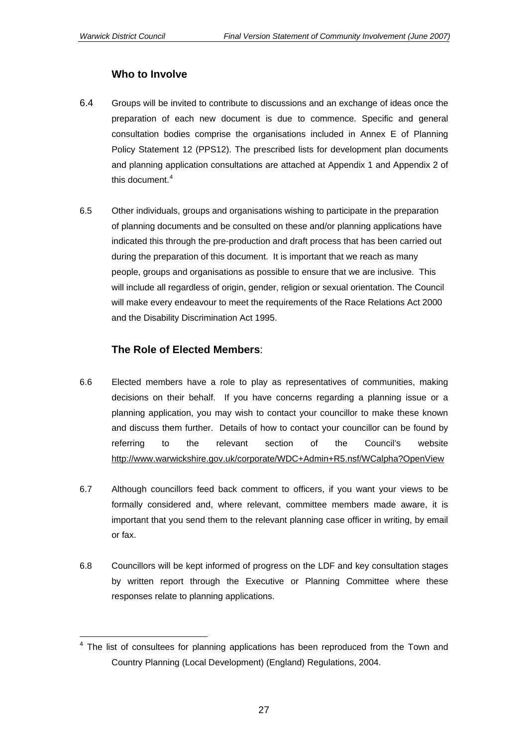### Who to Involve

6.4 Groups will be invited to contribute to discussions and an exchange of ideas once the preparation of each new document is due to commence. Specific and general consultation bodies comprise the organisations included in Annex E of Planning Policy Statement 12 (PPS12). The prescribed lists for development plan documents and planning application consultations are attached at Appendix 1 and Appendix 2 of this document.[4]

6.5 Other individuals, groups and organisations wishing to participate in the preparation of planning documents and be consulted on these and/or planning applications have indicated this through the pre-production and draft process that has been carried out during the preparation of this document. It is important that we reach as many people, groups and organisations as possible to ensure that we are inclusive. This will include all regardless of origin, gender, religion or sexual orientation. The Council will make every endeavour to meet the requirements of the Race Relations Act 2000 and the Disability Discrimination Act 1995.

### The Role of Elected Members:

6.6 Elected members have a role to play as representatives of communities, making decisions on their behalf. If you have concerns regarding a planning issue or a planning application, you may wish to contact your councillor to make these known and discuss them further. Details of how to contact your councillor can be found by referring to the relevant section of the Council's website http://www.warwickshire.gov.uk/corporate/WDC+Admin+R5.nsf/WCalpha?OpenView

6.7 Although councillors feed back comment to officers, if you want your views to be formally considered and, where relevant, committee members made aware, it is important that you send them to the relevant planning case officer in writing, by email or fax.

6.8 Councillors will be kept informed of progress on the LDF and key consultation stages by written report through the Executive or Planning Committee where these responses relate to planning applications.

---

[4] The list of consultees for planning applications has been reproduced from the Town and Country Planning (Local Development) (England) Regulations, 2004.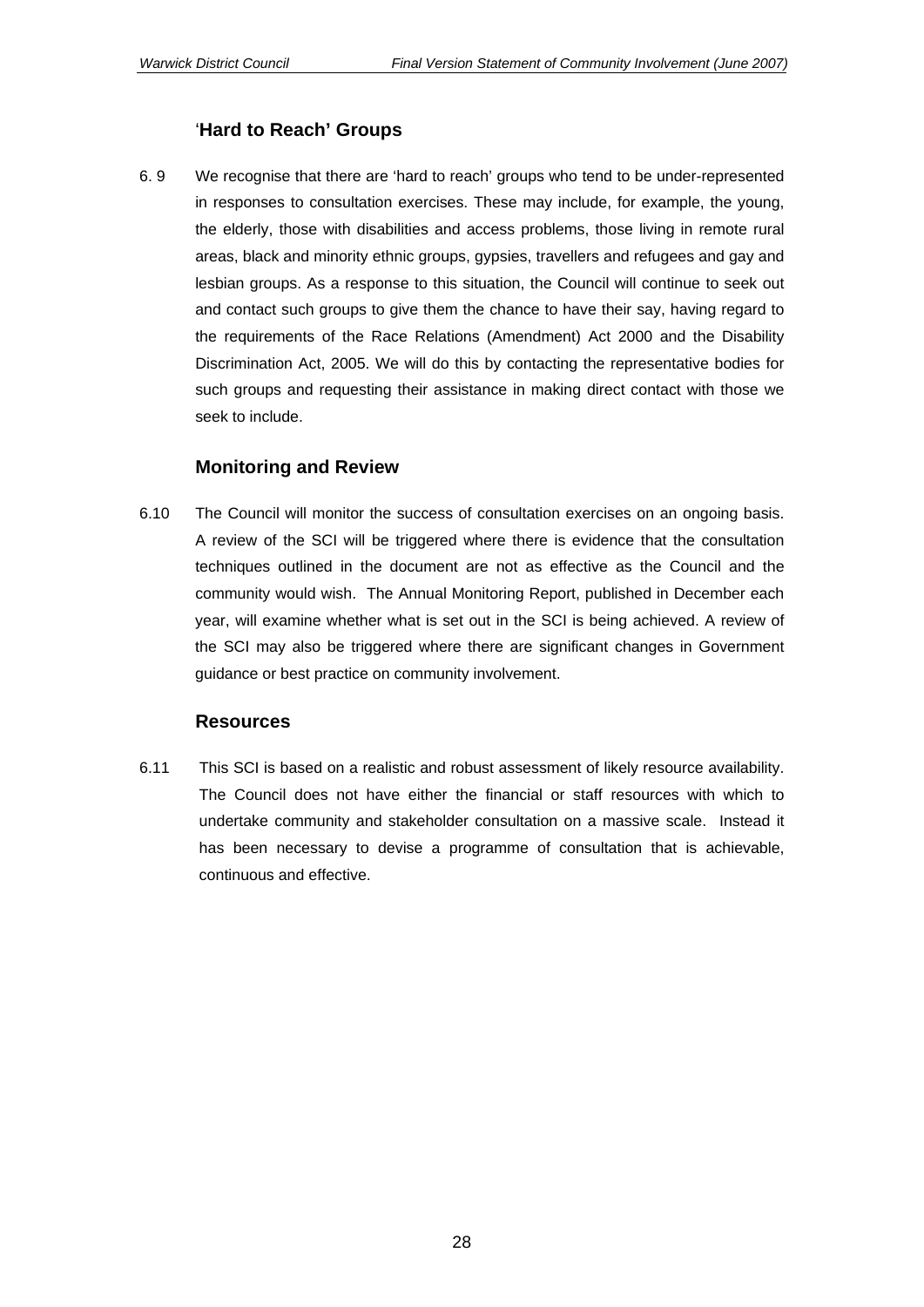### 'Hard to Reach' Groups

6. 9 We recognise that there are 'hard to reach' groups who tend to be under-represented in responses to consultation exercises. These may include, for example, the young, the elderly, those with disabilities and access problems, those living in remote rural areas, black and minority ethnic groups, gypsies, travellers and refugees and gay and lesbian groups. As a response to this situation, the Council will continue to seek out and contact such groups to give them the chance to have their say, having regard to the requirements of the Race Relations (Amendment) Act 2000 and the Disability Discrimination Act, 2005. We will do this by contacting the representative bodies for such groups and requesting their assistance in making direct contact with those we seek to include.

### Monitoring and Review

6.10 The Council will monitor the success of consultation exercises on an ongoing basis. A review of the SCI will be triggered where there is evidence that the consultation techniques outlined in the document are not as effective as the Council and the community would wish. The Annual Monitoring Report, published in December each year, will examine whether what is set out in the SCI is being achieved. A review of the SCI may also be triggered where there are significant changes in Government guidance or best practice on community involvement.

### Resources

6.11 This SCI is based on a realistic and robust assessment of likely resource availability. The Council does not have either the financial or staff resources with which to undertake community and stakeholder consultation on a massive scale. Instead it has been necessary to devise a programme of consultation that is achievable, continuous and effective.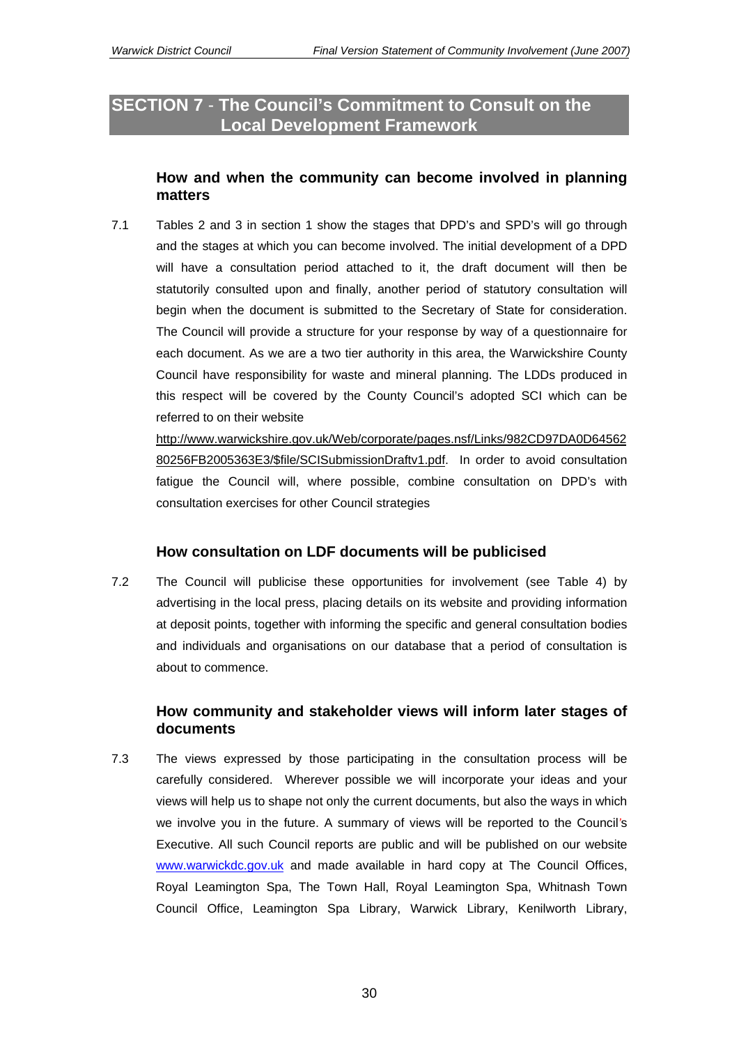## SECTION 7 - The Council's Commitment to Consult on the Local Development Framework

### How and when the community can become involved in planning matters

7.1 Tables 2 and 3 in section 1 show the stages that DPD's and SPD's will go through and the stages at which you can become involved. The initial development of a DPD will have a consultation period attached to it, the draft document will then be statutorily consulted upon and finally, another period of statutory consultation will begin when the document is submitted to the Secretary of State for consideration. The Council will provide a structure for your response by way of a questionnaire for each document. As we are a two tier authority in this area, the Warwickshire County Council have responsibility for waste and mineral planning. The LDDs produced in this respect will be covered by the County Council's adopted SCI which can be referred to on their website http://www.warwickshire.gov.uk/Web/corporate/pages.nsf/Links/982CD97DA0D6456280256FB2005363E3/$file/SCISubmissionDraftv1.pdf. In order to avoid consultation fatigue the Council will, where possible, combine consultation on DPD's with consultation exercises for other Council strategies

### How consultation on LDF documents will be publicised

7.2 The Council will publicise these opportunities for involvement (see Table 4) by advertising in the local press, placing details on its website and providing information at deposit points, together with informing the specific and general consultation bodies and individuals and organisations on our database that a period of consultation is about to commence.

### How community and stakeholder views will inform later stages of documents

7.3 The views expressed by those participating in the consultation process will be carefully considered. Wherever possible we will incorporate your ideas and your views will help us to shape not only the current documents, but also the ways in which we involve you in the future. A summary of views will be reported to the Council's Executive. All such Council reports are public and will be published on our website www.warwickdc.gov.uk and made available in hard copy at The Council Offices, Royal Leamington Spa, The Town Hall, Royal Leamington Spa, Whitnash Town Council Office, Leamington Spa Library, Warwick Library, Kenilworth Library,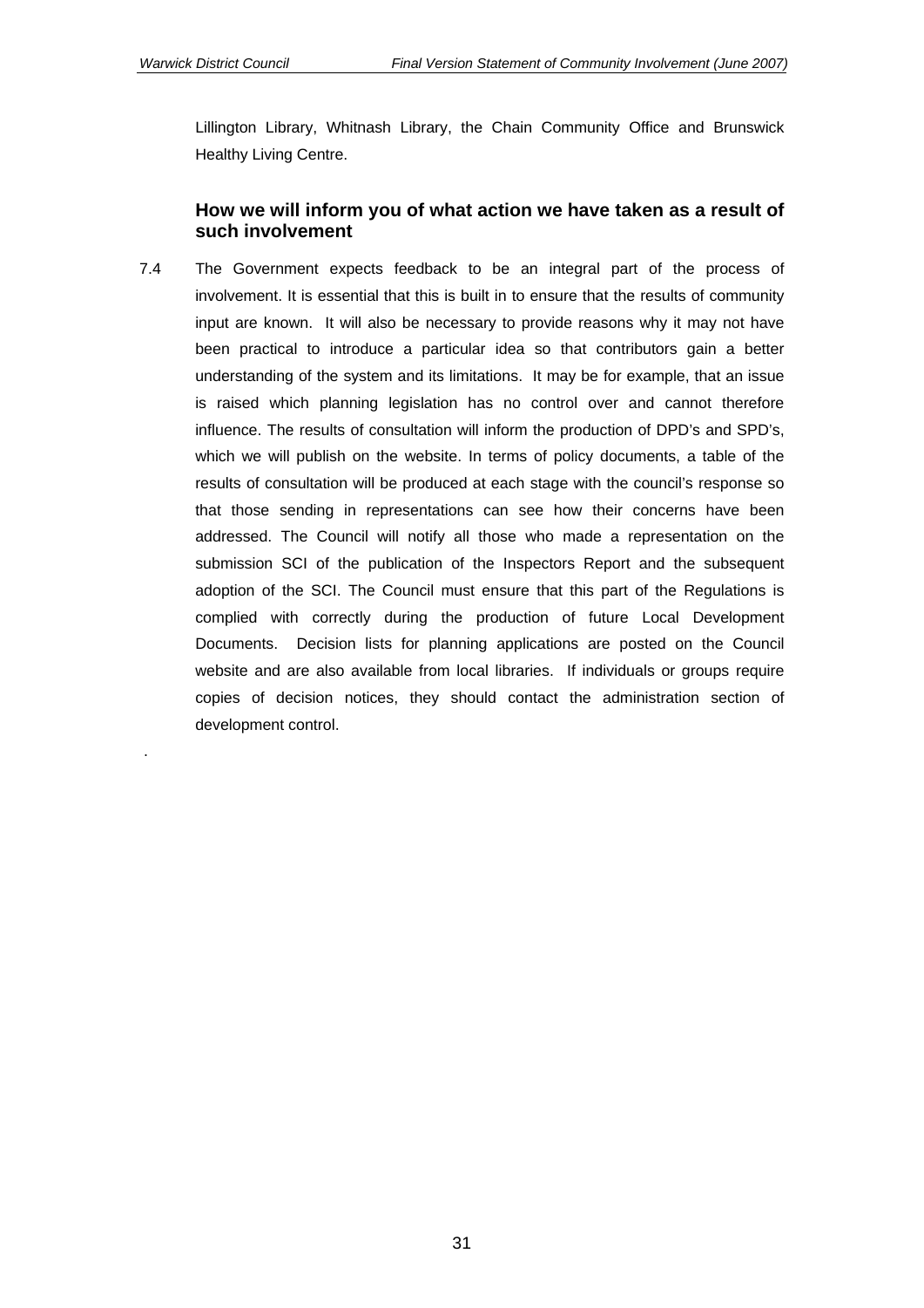Lillington Library, Whitnash Library, the Chain Community Office and Brunswick Healthy Living Centre.

### How we will inform you of what action we have taken as a result of such involvement

7.4 The Government expects feedback to be an integral part of the process of involvement. It is essential that this is built in to ensure that the results of community input are known. It will also be necessary to provide reasons why it may not have been practical to introduce a particular idea so that contributors gain a better understanding of the system and its limitations. It may be for example, that an issue is raised which planning legislation has no control over and cannot therefore influence. The results of consultation will inform the production of DPD's and SPD's, which we will publish on the website. In terms of policy documents, a table of the results of consultation will be produced at each stage with the council's response so that those sending in representations can see how their concerns have been addressed. The Council will notify all those who made a representation on the submission SCI of the publication of the Inspectors Report and the subsequent adoption of the SCI. The Council must ensure that this part of the Regulations is complied with correctly during the production of future Local Development Documents. Decision lists for planning applications are posted on the Council website and are also available from local libraries. If individuals or groups require copies of decision notices, they should contact the administration section of development control.

.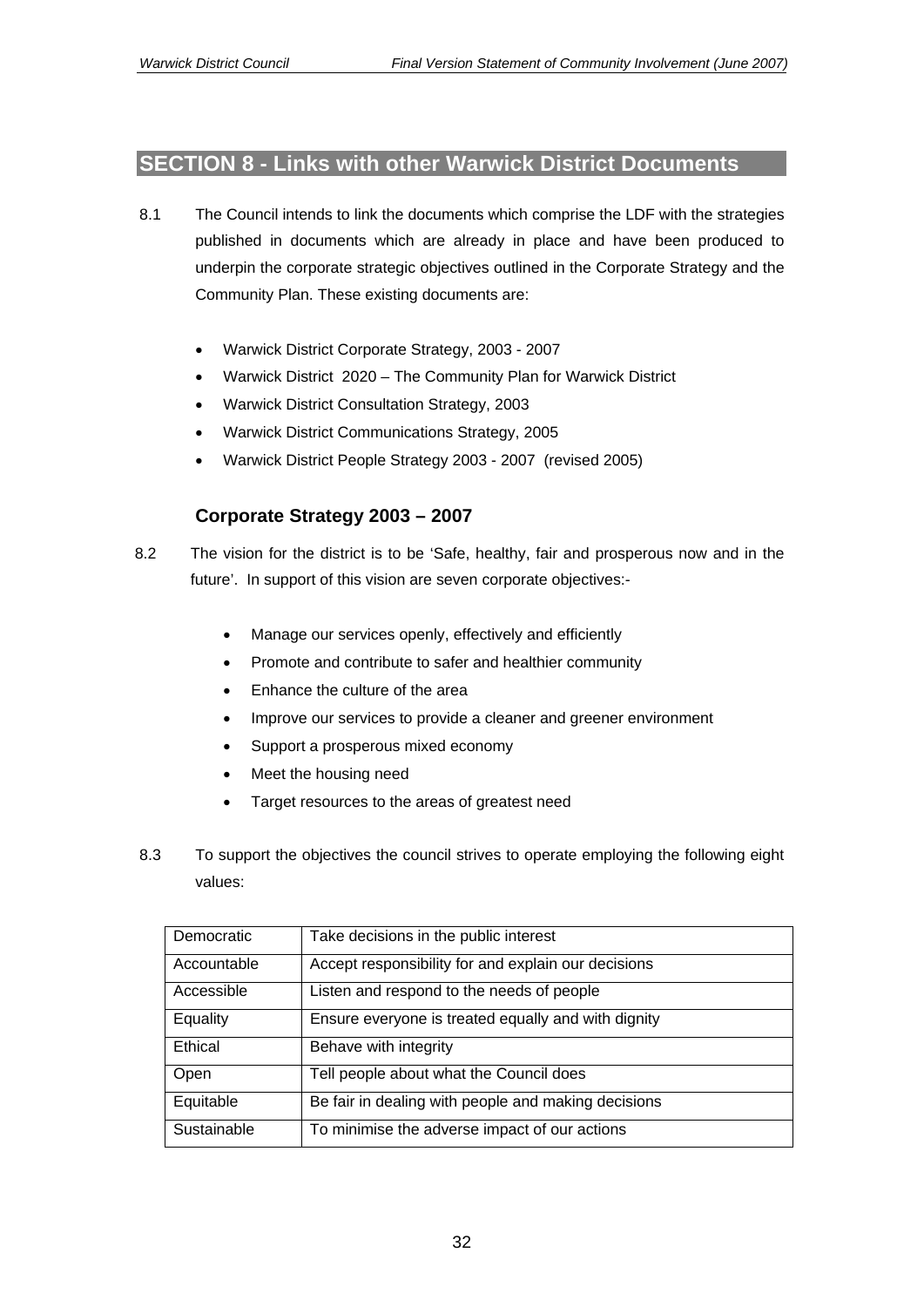## SECTION 8 - Links with other Warwick District Documents

8.1 The Council intends to link the documents which comprise the LDF with the strategies published in documents which are already in place and have been produced to underpin the corporate strategic objectives outlined in the Corporate Strategy and the Community Plan. These existing documents are:

- Warwick District Corporate Strategy, 2003 - 2007
- Warwick District 2020 – The Community Plan for Warwick District
- Warwick District Consultation Strategy, 2003
- Warwick District Communications Strategy, 2005
- Warwick District People Strategy 2003 - 2007 (revised 2005)

### Corporate Strategy 2003 – 2007

8.2 The vision for the district is to be 'Safe, healthy, fair and prosperous now and in the future'. In support of this vision are seven corporate objectives:-

- Manage our services openly, effectively and efficiently
- Promote and contribute to safer and healthier community
- Enhance the culture of the area
- Improve our services to provide a cleaner and greener environment
- Support a prosperous mixed economy
- Meet the housing need
- Target resources to the areas of greatest need

8.3 To support the objectives the council strives to operate employing the following eight values:

| | |
|---|---|
| Democratic | Take decisions in the public interest |
| Accountable | Accept responsibility for and explain our decisions |
| Accessible | Listen and respond to the needs of people |
| Equality | Ensure everyone is treated equally and with dignity |
| Ethical | Behave with integrity |
| Open | Tell people about what the Council does |
| Equitable | Be fair in dealing with people and making decisions |
| Sustainable | To minimise the adverse impact of our actions |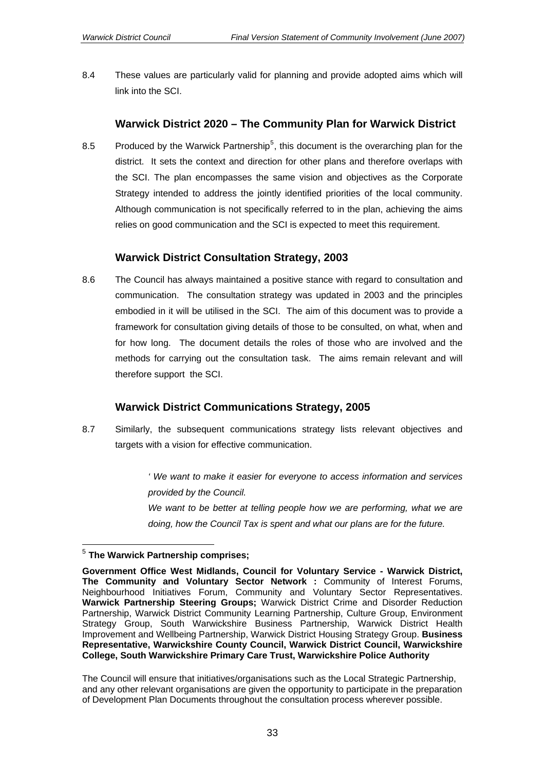8.4 These values are particularly valid for planning and provide adopted aims which will link into the SCI.

## Warwick District 2020 – The Community Plan for Warwick District

8.5 Produced by the Warwick Partnership[5], this document is the overarching plan for the district. It sets the context and direction for other plans and therefore overlaps with the SCI. The plan encompasses the same vision and objectives as the Corporate Strategy intended to address the jointly identified priorities of the local community. Although communication is not specifically referred to in the plan, achieving the aims relies on good communication and the SCI is expected to meet this requirement.

## Warwick District Consultation Strategy, 2003

8.6 The Council has always maintained a positive stance with regard to consultation and communication. The consultation strategy was updated in 2003 and the principles embodied in it will be utilised in the SCI. The aim of this document was to provide a framework for consultation giving details of those to be consulted, on what, when and for how long. The document details the roles of those who are involved and the methods for carrying out the consultation task. The aims remain relevant and will therefore support the SCI.

## Warwick District Communications Strategy, 2005

8.7 Similarly, the subsequent communications strategy lists relevant objectives and targets with a vision for effective communication.

> *' We want to make it easier for everyone to access information and services provided by the Council.*
>
> *We want to be better at telling people how we are performing, what we are doing, how the Council Tax is spent and what our plans are for the future.*

---

[5] **The Warwick Partnership comprises;**

**Government Office West Midlands, Council for Voluntary Service - Warwick District, The Community and Voluntary Sector Network :** Community of Interest Forums, Neighbourhood Initiatives Forum, Community and Voluntary Sector Representatives. **Warwick Partnership Steering Groups;** Warwick District Crime and Disorder Reduction Partnership, Warwick District Community Learning Partnership, Culture Group, Environment Strategy Group, South Warwickshire Business Partnership, Warwick District Health Improvement and Wellbeing Partnership, Warwick District Housing Strategy Group. **Business Representative, Warwickshire County Council, Warwick District Council, Warwickshire College, South Warwickshire Primary Care Trust, Warwickshire Police Authority**

The Council will ensure that initiatives/organisations such as the Local Strategic Partnership, and any other relevant organisations are given the opportunity to participate in the preparation of Development Plan Documents throughout the consultation process wherever possible.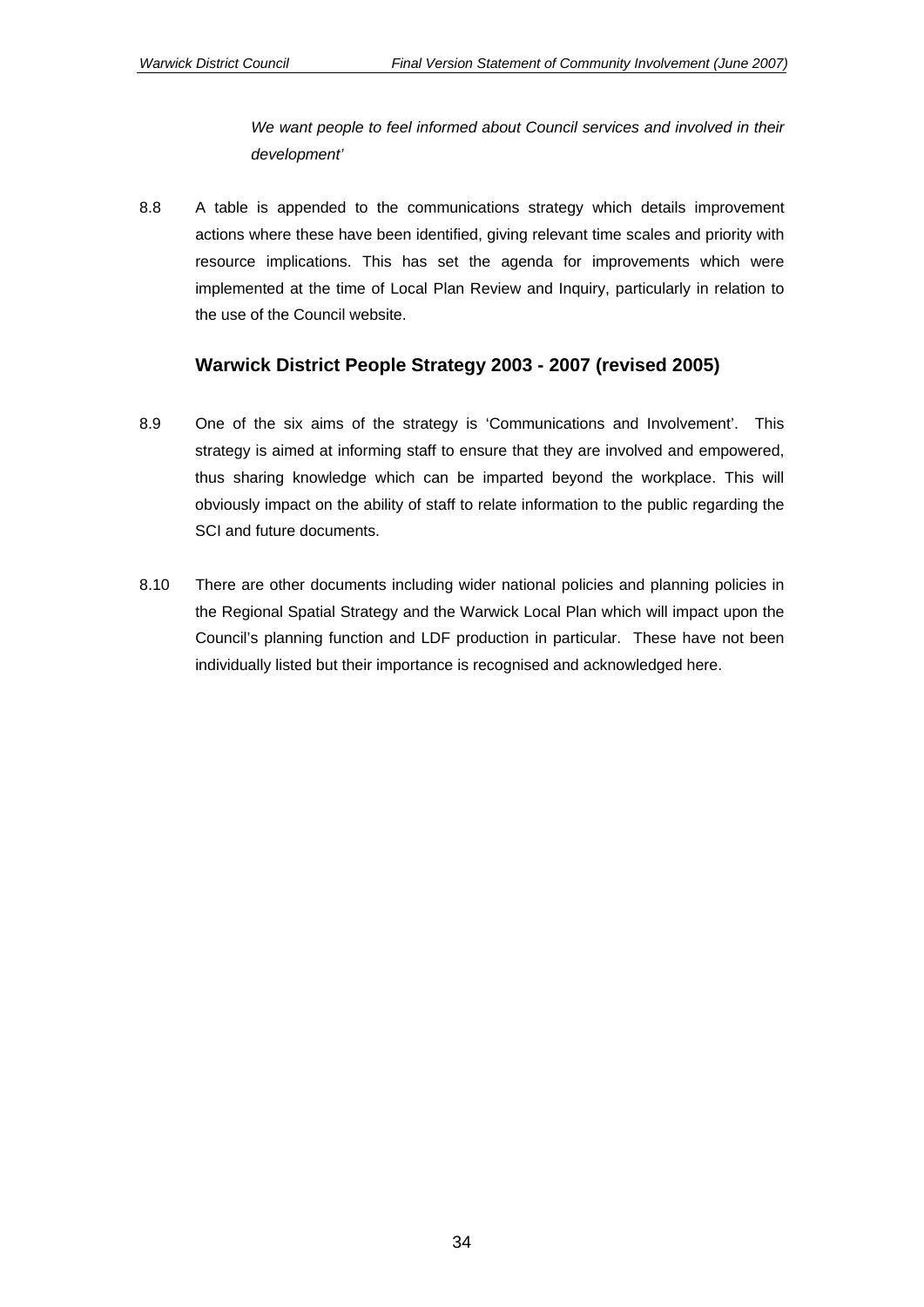*We want people to feel informed about Council services and involved in their development'*

8.8 A table is appended to the communications strategy which details improvement actions where these have been identified, giving relevant time scales and priority with resource implications. This has set the agenda for improvements which were implemented at the time of Local Plan Review and Inquiry, particularly in relation to the use of the Council website.

## Warwick District People Strategy 2003 - 2007 (revised 2005)

8.9 One of the six aims of the strategy is 'Communications and Involvement'. This strategy is aimed at informing staff to ensure that they are involved and empowered, thus sharing knowledge which can be imparted beyond the workplace. This will obviously impact on the ability of staff to relate information to the public regarding the SCI and future documents.

8.10 There are other documents including wider national policies and planning policies in the Regional Spatial Strategy and the Warwick Local Plan which will impact upon the Council's planning function and LDF production in particular. These have not been individually listed but their importance is recognised and acknowledged here.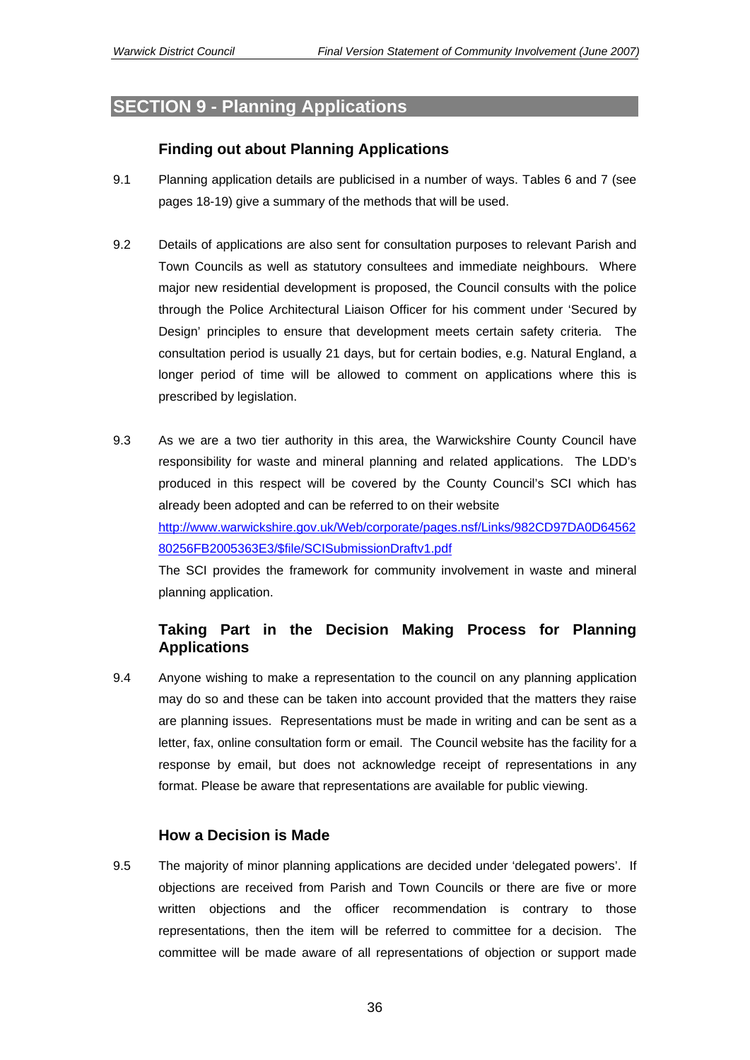## SECTION 9 - Planning Applications

### Finding out about Planning Applications

9.1 Planning application details are publicised in a number of ways. Tables 6 and 7 (see pages 18-19) give a summary of the methods that will be used.

9.2 Details of applications are also sent for consultation purposes to relevant Parish and Town Councils as well as statutory consultees and immediate neighbours. Where major new residential development is proposed, the Council consults with the police through the Police Architectural Liaison Officer for his comment under 'Secured by Design' principles to ensure that development meets certain safety criteria. The consultation period is usually 21 days, but for certain bodies, e.g. Natural England, a longer period of time will be allowed to comment on applications where this is prescribed by legislation.

9.3 As we are a two tier authority in this area, the Warwickshire County Council have responsibility for waste and mineral planning and related applications. The LDD's produced in this respect will be covered by the County Council's SCI which has already been adopted and can be referred to on their website [http://www.warwickshire.gov.uk/Web/corporate/pages.nsf/Links/982CD97DA0D6456280256FB2005363E3/$file/SCISubmissionDraftv1.pdf](http://www.warwickshire.gov.uk/Web/corporate/pages.nsf/Links/982CD97DA0D6456280256FB2005363E3/$file/SCISubmissionDraftv1.pdf)
The SCI provides the framework for community involvement in waste and mineral planning application.

### Taking Part in the Decision Making Process for Planning Applications

9.4 Anyone wishing to make a representation to the council on any planning application may do so and these can be taken into account provided that the matters they raise are planning issues. Representations must be made in writing and can be sent as a letter, fax, online consultation form or email. The Council website has the facility for a response by email, but does not acknowledge receipt of representations in any format. Please be aware that representations are available for public viewing.

### How a Decision is Made

9.5 The majority of minor planning applications are decided under 'delegated powers'. If objections are received from Parish and Town Councils or there are five or more written objections and the officer recommendation is contrary to those representations, then the item will be referred to committee for a decision. The committee will be made aware of all representations of objection or support made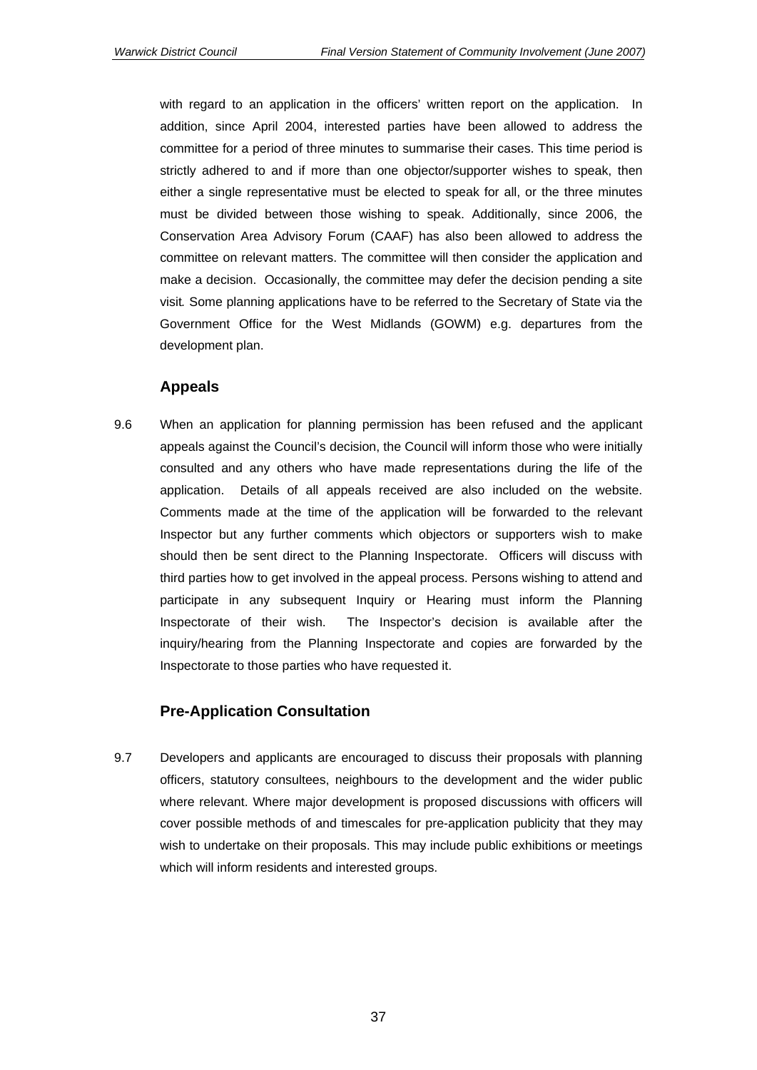with regard to an application in the officers' written report on the application. In addition, since April 2004, interested parties have been allowed to address the committee for a period of three minutes to summarise their cases. This time period is strictly adhered to and if more than one objector/supporter wishes to speak, then either a single representative must be elected to speak for all, or the three minutes must be divided between those wishing to speak. Additionally, since 2006, the Conservation Area Advisory Forum (CAAF) has also been allowed to address the committee on relevant matters. The committee will then consider the application and make a decision. Occasionally, the committee may defer the decision pending a site visit*.* Some planning applications have to be referred to the Secretary of State via the Government Office for the West Midlands (GOWM) e.g. departures from the development plan.

## Appeals

9.6 When an application for planning permission has been refused and the applicant appeals against the Council's decision, the Council will inform those who were initially consulted and any others who have made representations during the life of the application. Details of all appeals received are also included on the website. Comments made at the time of the application will be forwarded to the relevant Inspector but any further comments which objectors or supporters wish to make should then be sent direct to the Planning Inspectorate. Officers will discuss with third parties how to get involved in the appeal process. Persons wishing to attend and participate in any subsequent Inquiry or Hearing must inform the Planning Inspectorate of their wish. The Inspector's decision is available after the inquiry/hearing from the Planning Inspectorate and copies are forwarded by the Inspectorate to those parties who have requested it.

## Pre-Application Consultation

9.7 Developers and applicants are encouraged to discuss their proposals with planning officers, statutory consultees, neighbours to the development and the wider public where relevant. Where major development is proposed discussions with officers will cover possible methods of and timescales for pre-application publicity that they may wish to undertake on their proposals. This may include public exhibitions or meetings which will inform residents and interested groups.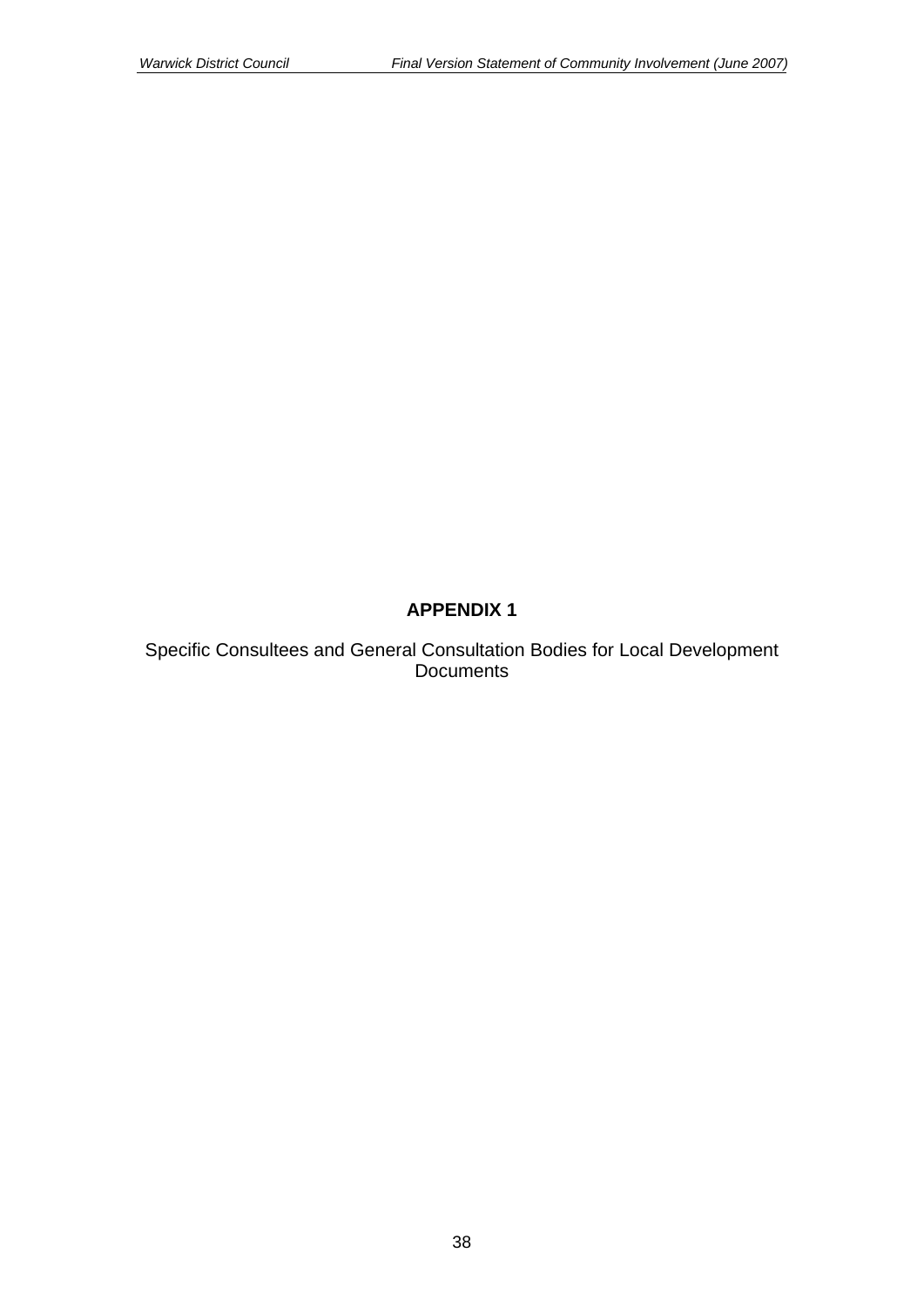# APPENDIX 1

Specific Consultees and General Consultation Bodies for Local Development Documents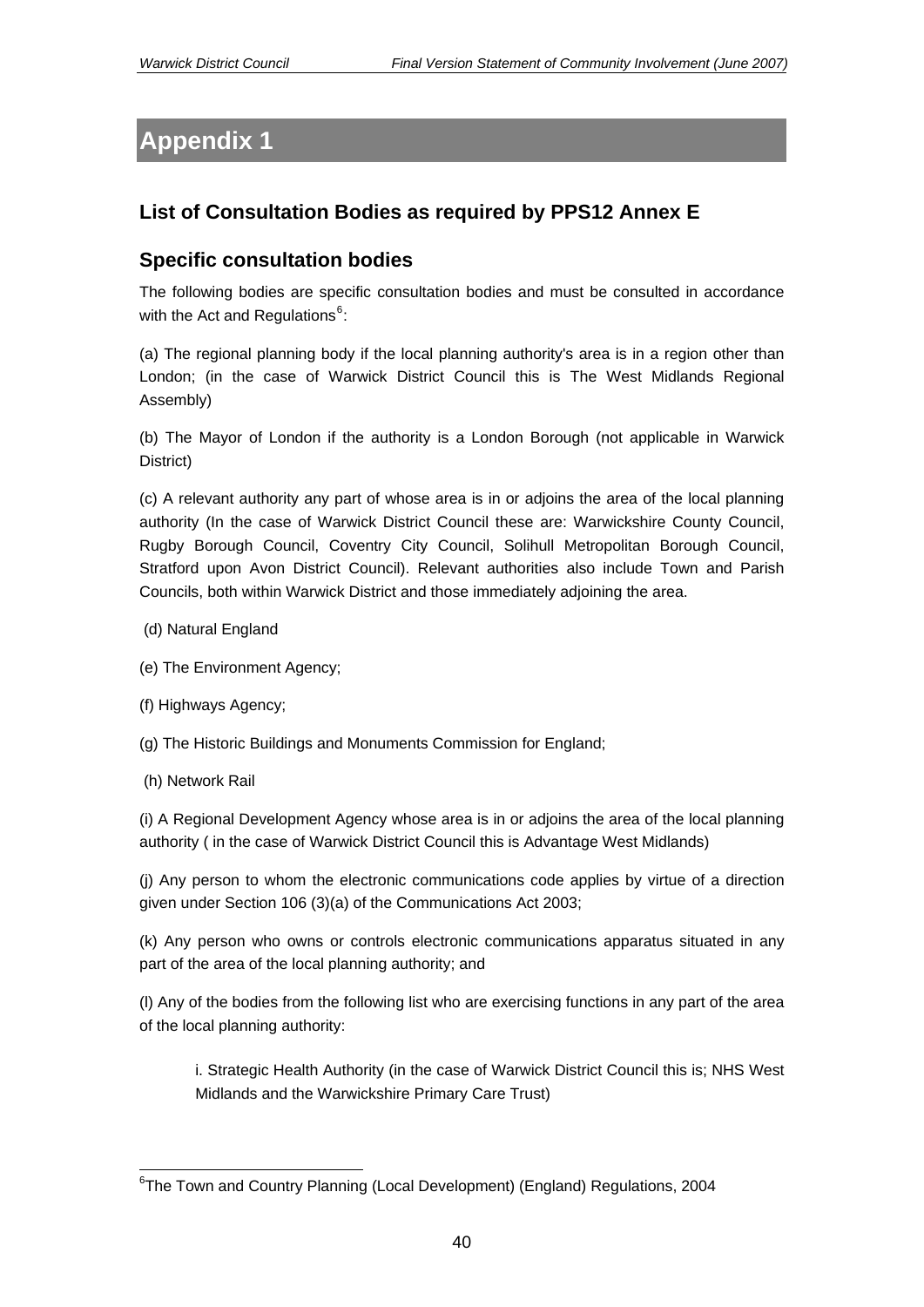# Appendix 1

## List of Consultation Bodies as required by PPS12 Annex E

### Specific consultation bodies

The following bodies are specific consultation bodies and must be consulted in accordance with the Act and Regulations[6]:

(a) The regional planning body if the local planning authority's area is in a region other than London; (in the case of Warwick District Council this is The West Midlands Regional Assembly)

(b) The Mayor of London if the authority is a London Borough (not applicable in Warwick District)

(c) A relevant authority any part of whose area is in or adjoins the area of the local planning authority (In the case of Warwick District Council these are: Warwickshire County Council, Rugby Borough Council, Coventry City Council, Solihull Metropolitan Borough Council, Stratford upon Avon District Council). Relevant authorities also include Town and Parish Councils, both within Warwick District and those immediately adjoining the area.

(d) Natural England

(e) The Environment Agency;

(f) Highways Agency;

(g) The Historic Buildings and Monuments Commission for England;

(h) Network Rail

(i) A Regional Development Agency whose area is in or adjoins the area of the local planning authority ( in the case of Warwick District Council this is Advantage West Midlands)

(j) Any person to whom the electronic communications code applies by virtue of a direction given under Section 106 (3)(a) of the Communications Act 2003;

(k) Any person who owns or controls electronic communications apparatus situated in any part of the area of the local planning authority; and

(l) Any of the bodies from the following list who are exercising functions in any part of the area of the local planning authority:

> i. Strategic Health Authority (in the case of Warwick District Council this is; NHS West Midlands and the Warwickshire Primary Care Trust)

[6] The Town and Country Planning (Local Development) (England) Regulations, 2004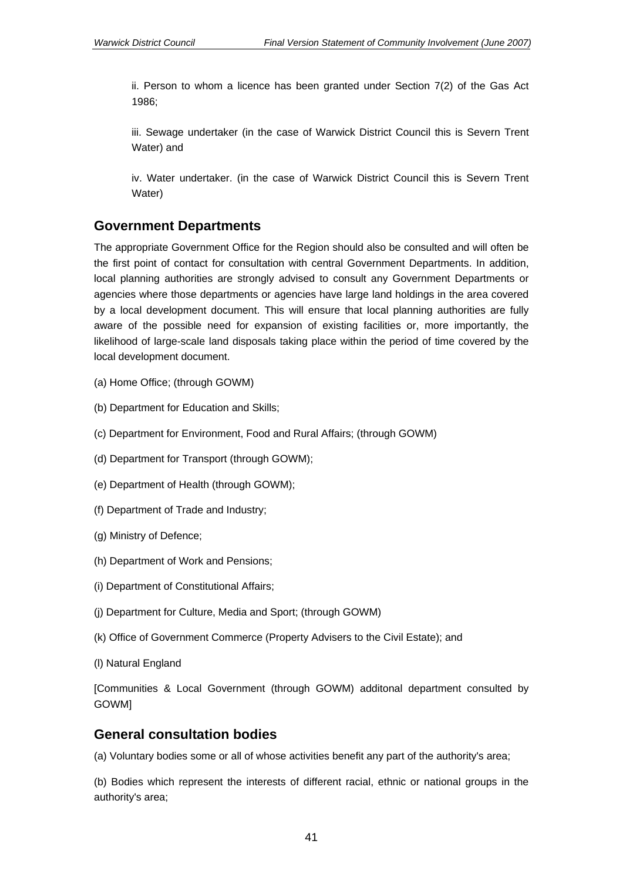ii. Person to whom a licence has been granted under Section 7(2) of the Gas Act 1986;

iii. Sewage undertaker (in the case of Warwick District Council this is Severn Trent Water) and

iv. Water undertaker. (in the case of Warwick District Council this is Severn Trent Water)

## Government Departments

The appropriate Government Office for the Region should also be consulted and will often be the first point of contact for consultation with central Government Departments. In addition, local planning authorities are strongly advised to consult any Government Departments or agencies where those departments or agencies have large land holdings in the area covered by a local development document. This will ensure that local planning authorities are fully aware of the possible need for expansion of existing facilities or, more importantly, the likelihood of large-scale land disposals taking place within the period of time covered by the local development document.

(a) Home Office; (through GOWM)

(b) Department for Education and Skills;

(c) Department for Environment, Food and Rural Affairs; (through GOWM)

(d) Department for Transport (through GOWM);

(e) Department of Health (through GOWM);

(f) Department of Trade and Industry;

(g) Ministry of Defence;

(h) Department of Work and Pensions;

(i) Department of Constitutional Affairs;

(j) Department for Culture, Media and Sport; (through GOWM)

(k) Office of Government Commerce (Property Advisers to the Civil Estate); and

(l) Natural England

[Communities & Local Government (through GOWM) additonal department consulted by GOWM]

## General consultation bodies

(a) Voluntary bodies some or all of whose activities benefit any part of the authority's area;

(b) Bodies which represent the interests of different racial, ethnic or national groups in the authority's area;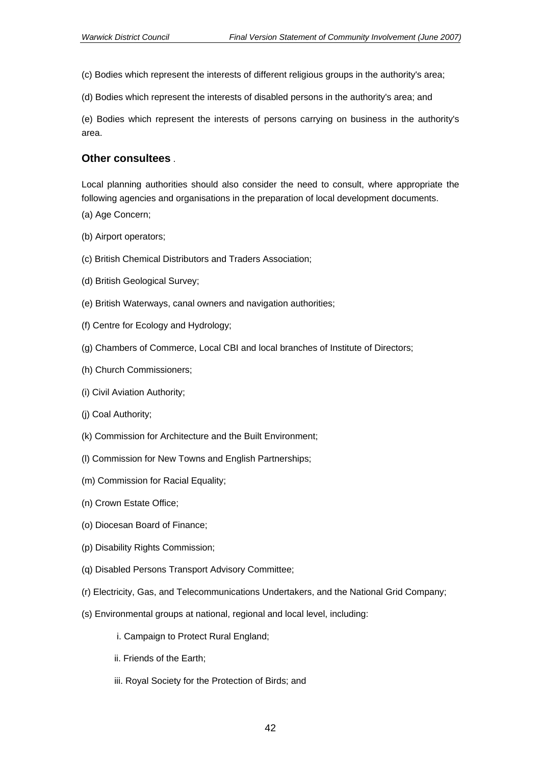(c) Bodies which represent the interests of different religious groups in the authority's area;

(d) Bodies which represent the interests of disabled persons in the authority's area; and

(e) Bodies which represent the interests of persons carrying on business in the authority's area.

### Other consultees .

Local planning authorities should also consider the need to consult, where appropriate the following agencies and organisations in the preparation of local development documents.

(a) Age Concern;

(b) Airport operators;

(c) British Chemical Distributors and Traders Association;

(d) British Geological Survey;

(e) British Waterways, canal owners and navigation authorities;

(f) Centre for Ecology and Hydrology;

(g) Chambers of Commerce, Local CBI and local branches of Institute of Directors;

(h) Church Commissioners;

(i) Civil Aviation Authority;

(j) Coal Authority;

(k) Commission for Architecture and the Built Environment;

(l) Commission for New Towns and English Partnerships;

(m) Commission for Racial Equality;

(n) Crown Estate Office;

(o) Diocesan Board of Finance;

(p) Disability Rights Commission;

(q) Disabled Persons Transport Advisory Committee;

(r) Electricity, Gas, and Telecommunications Undertakers, and the National Grid Company;

(s) Environmental groups at national, regional and local level, including:

 i. Campaign to Protect Rural England;

 ii. Friends of the Earth;

 iii. Royal Society for the Protection of Birds; and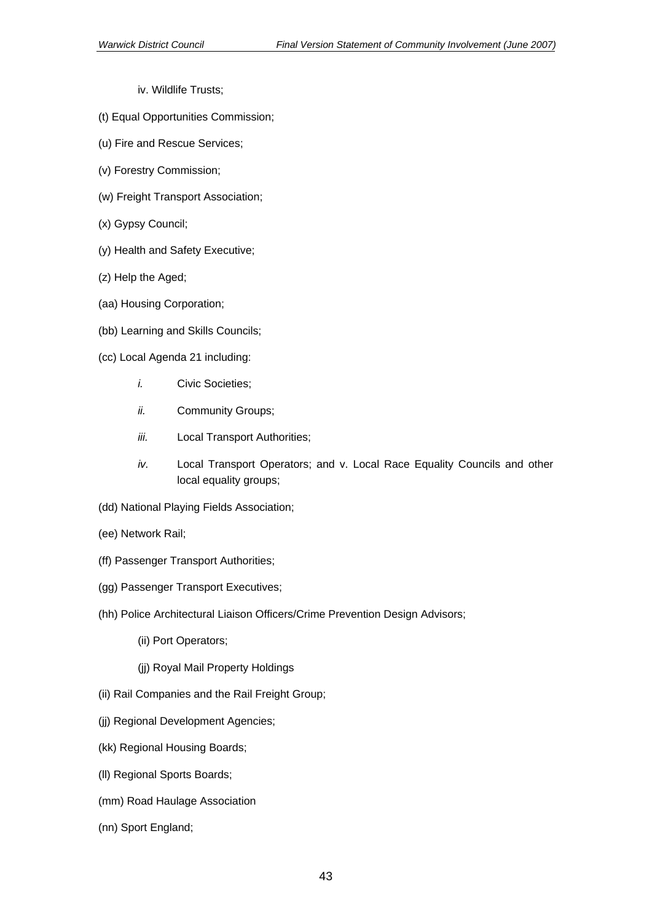iv. Wildlife Trusts;

(t) Equal Opportunities Commission;

(u) Fire and Rescue Services;

(v) Forestry Commission;

(w) Freight Transport Association;

(x) Gypsy Council;

(y) Health and Safety Executive;

(z) Help the Aged;

(aa) Housing Corporation;

(bb) Learning and Skills Councils;

(cc) Local Agenda 21 including:

  *i.* Civic Societies;

  *ii.* Community Groups;

  *iii.* Local Transport Authorities;

  *iv.* Local Transport Operators; and v. Local Race Equality Councils and other local equality groups;

(dd) National Playing Fields Association;

(ee) Network Rail;

(ff) Passenger Transport Authorities;

(gg) Passenger Transport Executives;

(hh) Police Architectural Liaison Officers/Crime Prevention Design Advisors;

  (ii) Port Operators;

  (jj) Royal Mail Property Holdings

(ii) Rail Companies and the Rail Freight Group;

(jj) Regional Development Agencies;

(kk) Regional Housing Boards;

(ll) Regional Sports Boards;

(mm) Road Haulage Association

(nn) Sport England;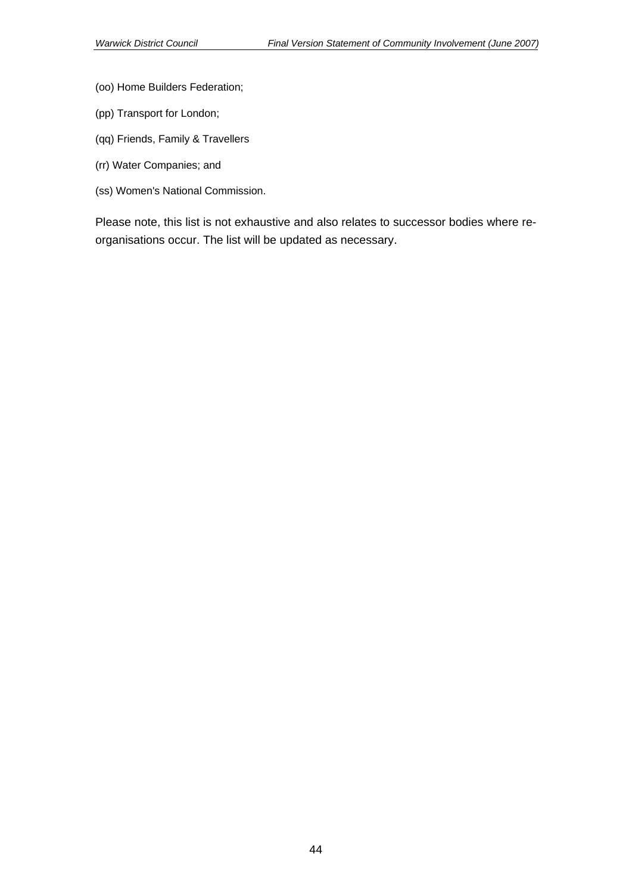(oo) Home Builders Federation;

(pp) Transport for London;

(qq) Friends, Family & Travellers

(rr) Water Companies; and

(ss) Women's National Commission.

Please note, this list is not exhaustive and also relates to successor bodies where re-organisations occur. The list will be updated as necessary.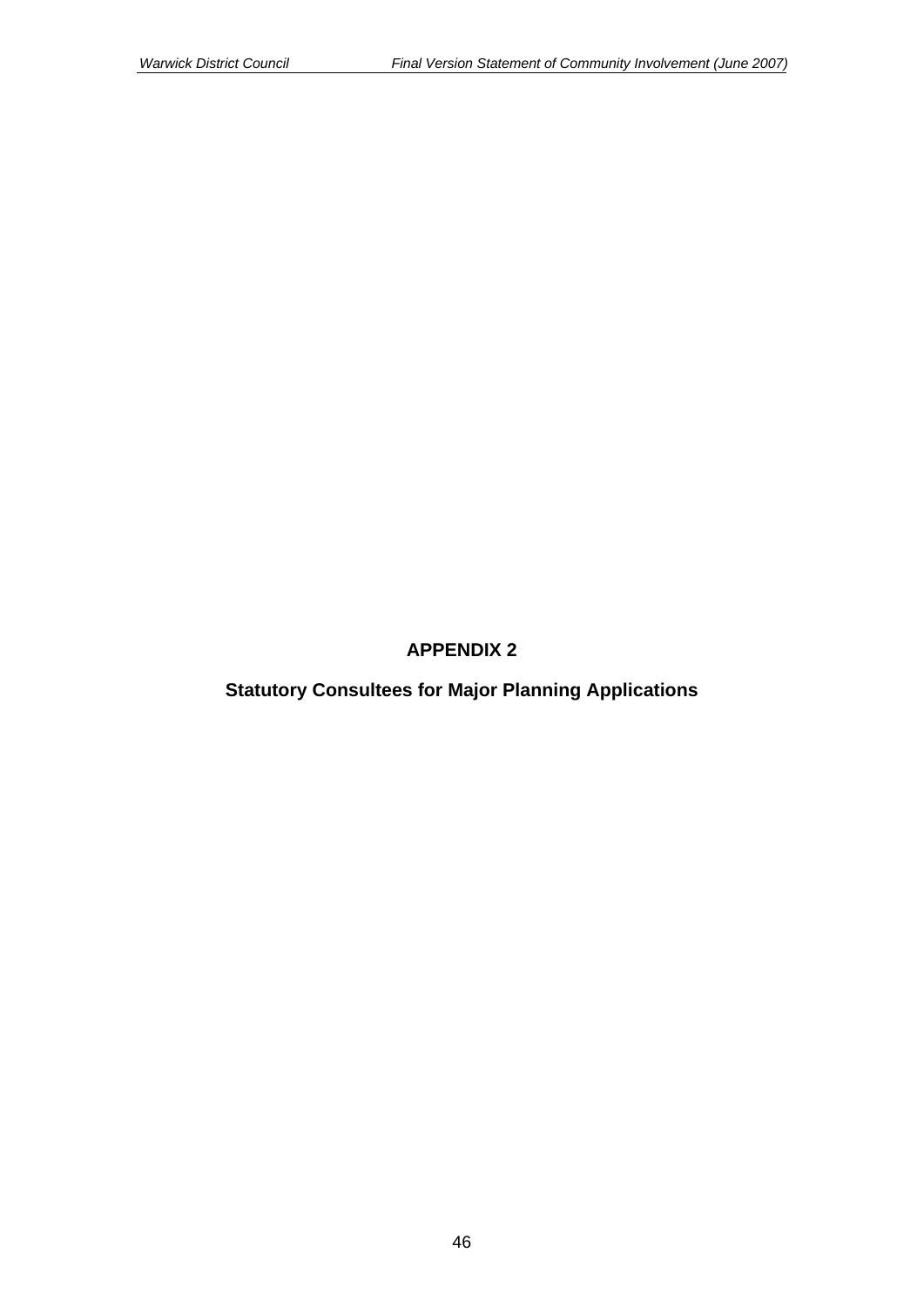# APPENDIX 2

## Statutory Consultees for Major Planning Applications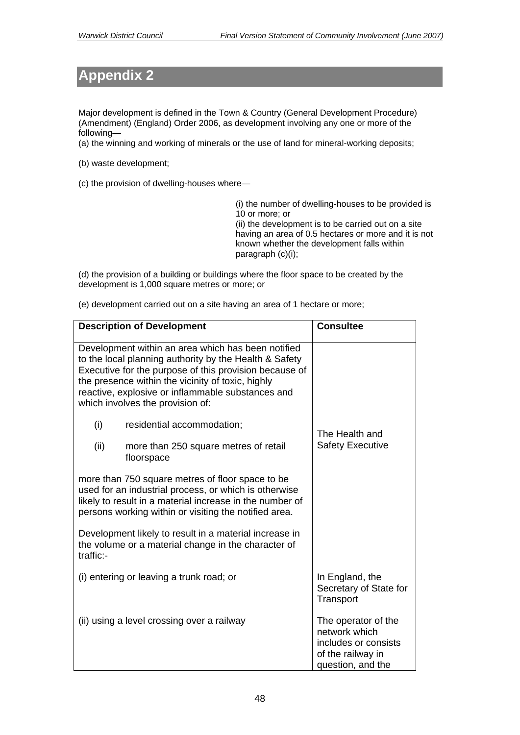# Appendix 2

Major development is defined in the Town & Country (General Development Procedure) (Amendment) (England) Order 2006, as development involving any one or more of the following—

(a) the winning and working of minerals or the use of land for mineral-working deposits;

(b) waste development;

(c) the provision of dwelling-houses where—

> (i) the number of dwelling-houses to be provided is 10 or more; or
> (ii) the development is to be carried out on a site having an area of 0.5 hectares or more and it is not known whether the development falls within paragraph (c)(i);

(d) the provision of a building or buildings where the floor space to be created by the development is 1,000 square metres or more; or

(e) development carried out on a site having an area of 1 hectare or more;

| Description of Development | Consultee |
|---|---|
| Development within an area which has been notified to the local planning authority by the Health & Safety Executive for the purpose of this provision because of the presence within the vicinity of toxic, highly reactive, explosive or inflammable substances and which involves the provision of:<br><br>(i) residential accommodation;<br><br>(ii) more than 250 square metres of retail floorspace<br><br>more than 750 square metres of floor space to be used for an industrial process, or which is otherwise likely to result in a material increase in the number of persons working within or visiting the notified area. | The Health and Safety Executive |
| Development likely to result in a material increase in the volume or a material change in the character of traffic:-<br><br>(i) entering or leaving a trunk road; or | In England, the Secretary of State for Transport |
| (ii) using a level crossing over a railway | The operator of the network which includes or consists of the railway in question, and the |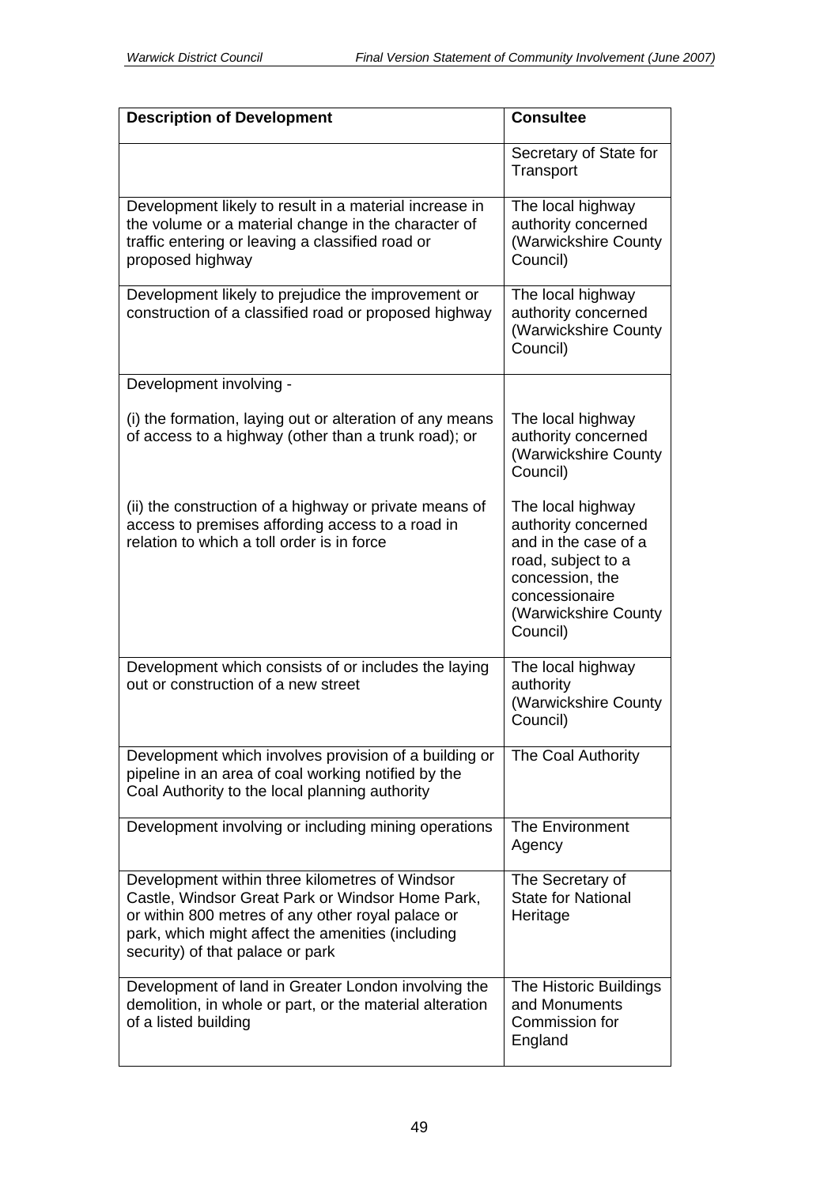| Description of Development | Consultee |
|---|---|
| | Secretary of State for Transport |
| Development likely to result in a material increase in the volume or a material change in the character of traffic entering or leaving a classified road or proposed highway | The local highway authority concerned (Warwickshire County Council) |
| Development likely to prejudice the improvement or construction of a classified road or proposed highway | The local highway authority concerned (Warwickshire County Council) |
| Development involving - | |
| (i) the formation, laying out or alteration of any means of access to a highway (other than a trunk road); or | The local highway authority concerned (Warwickshire County Council) |
| (ii) the construction of a highway or private means of access to premises affording access to a road in relation to which a toll order is in force | The local highway authority concerned and in the case of a road, subject to a concession, the concessionaire (Warwickshire County Council) |
| Development which consists of or includes the laying out or construction of a new street | The local highway authority (Warwickshire County Council) |
| Development which involves provision of a building or pipeline in an area of coal working notified by the Coal Authority to the local planning authority | The Coal Authority |
| Development involving or including mining operations | The Environment Agency |
| Development within three kilometres of Windsor Castle, Windsor Great Park or Windsor Home Park, or within 800 metres of any other royal palace or park, which might affect the amenities (including security) of that palace or park | The Secretary of State for National Heritage |
| Development of land in Greater London involving the demolition, in whole or part, or the material alteration of a listed building | The Historic Buildings and Monuments Commission for England |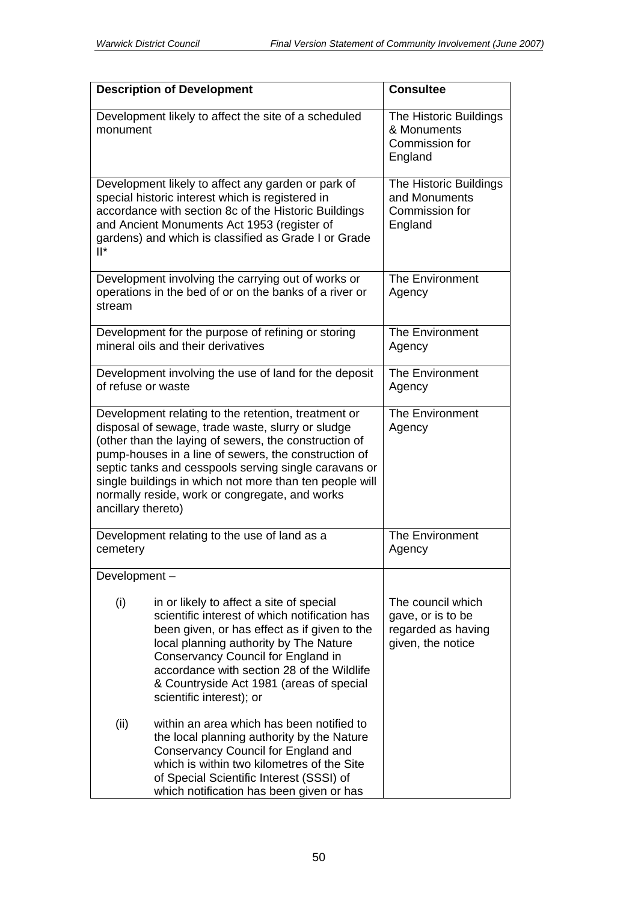| Description of Development | Consultee |
|---|---|
| Development likely to affect the site of a scheduled monument | The Historic Buildings & Monuments Commission for England |
| Development likely to affect any garden or park of special historic interest which is registered in accordance with section 8c of the Historic Buildings and Ancient Monuments Act 1953 (register of gardens) and which is classified as Grade I or Grade II* | The Historic Buildings and Monuments Commission for England |
| Development involving the carrying out of works or operations in the bed of or on the banks of a river or stream | The Environment Agency |
| Development for the purpose of refining or storing mineral oils and their derivatives | The Environment Agency |
| Development involving the use of land for the deposit of refuse or waste | The Environment Agency |
| Development relating to the retention, treatment or disposal of sewage, trade waste, slurry or sludge (other than the laying of sewers, the construction of pump-houses in a line of sewers, the construction of septic tanks and cesspools serving single caravans or single buildings in which not more than ten people will normally reside, work or congregate, and works ancillary thereto) | The Environment Agency |
| Development relating to the use of land as a cemetery | The Environment Agency |
| Development – <br><br> (i) in or likely to affect a site of special scientific interest of which notification has been given, or has effect as if given to the local planning authority by The Nature Conservancy Council for England in accordance with section 28 of the Wildlife & Countryside Act 1981 (areas of special scientific interest); or <br><br> (ii) within an area which has been notified to the local planning authority by the Nature Conservancy Council for England and which is within two kilometres of the Site of Special Scientific Interest (SSSI) of which notification has been given or has | The council which gave, or is to be regarded as having given, the notice |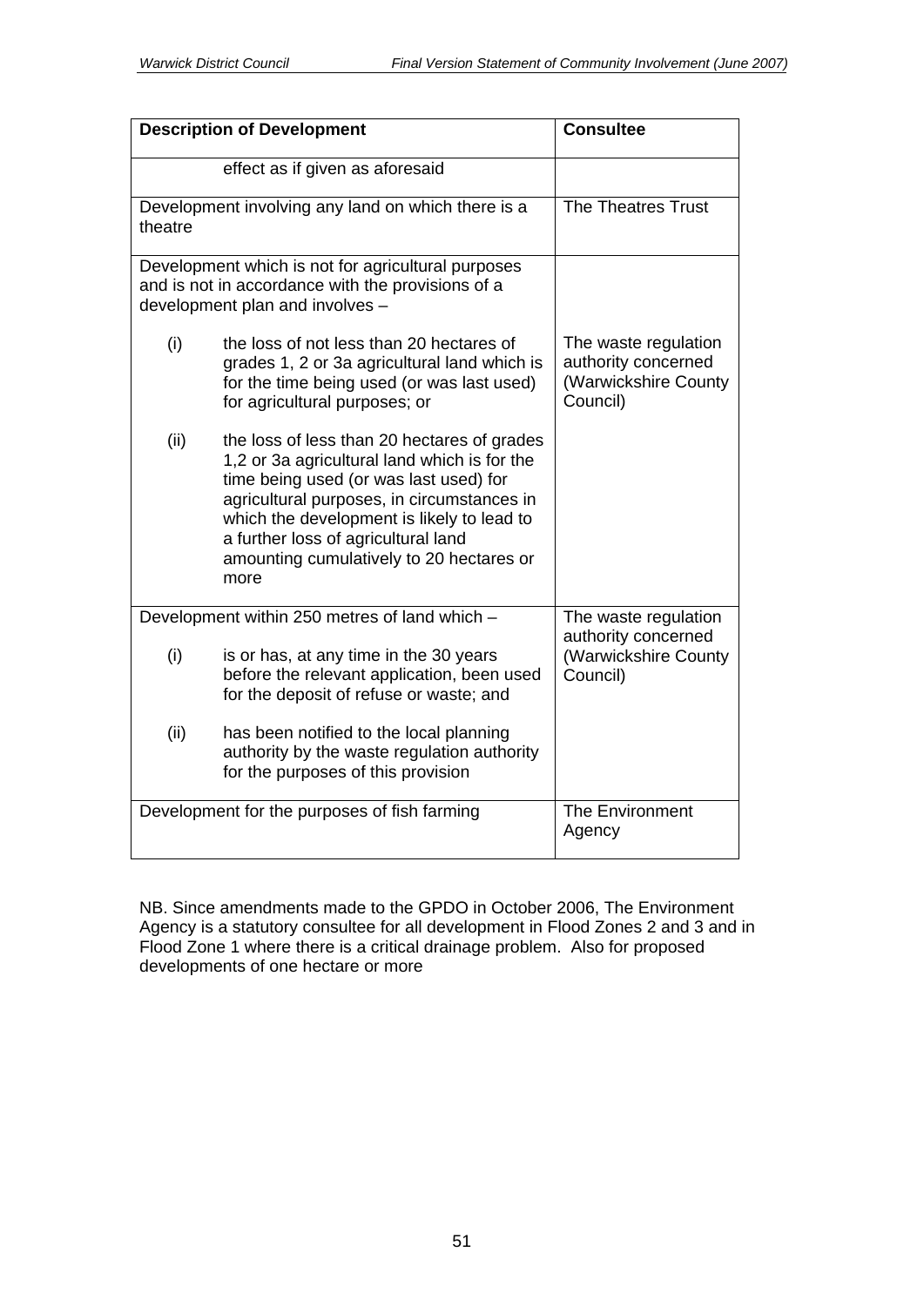| Description of Development | Consultee |
|---|---|
| effect as if given as aforesaid | |
| Development involving any land on which there is a theatre | The Theatres Trust |
| Development which is not for agricultural purposes and is not in accordance with the provisions of a development plan and involves –<br><br>(i) the loss of not less than 20 hectares of grades 1, 2 or 3a agricultural land which is for the time being used (or was last used) for agricultural purposes; or<br><br>(ii) the loss of less than 20 hectares of grades 1,2 or 3a agricultural land which is for the time being used (or was last used) for agricultural purposes, in circumstances in which the development is likely to lead to a further loss of agricultural land amounting cumulatively to 20 hectares or more | The waste regulation authority concerned (Warwickshire County Council) |
| Development within 250 metres of land which –<br><br>(i) is or has, at any time in the 30 years before the relevant application, been used for the deposit of refuse or waste; and<br><br>(ii) has been notified to the local planning authority by the waste regulation authority for the purposes of this provision | The waste regulation authority concerned (Warwickshire County Council) |
| Development for the purposes of fish farming | The Environment Agency |

NB. Since amendments made to the GPDO in October 2006, The Environment Agency is a statutory consultee for all development in Flood Zones 2 and 3 and in Flood Zone 1 where there is a critical drainage problem. Also for proposed developments of one hectare or more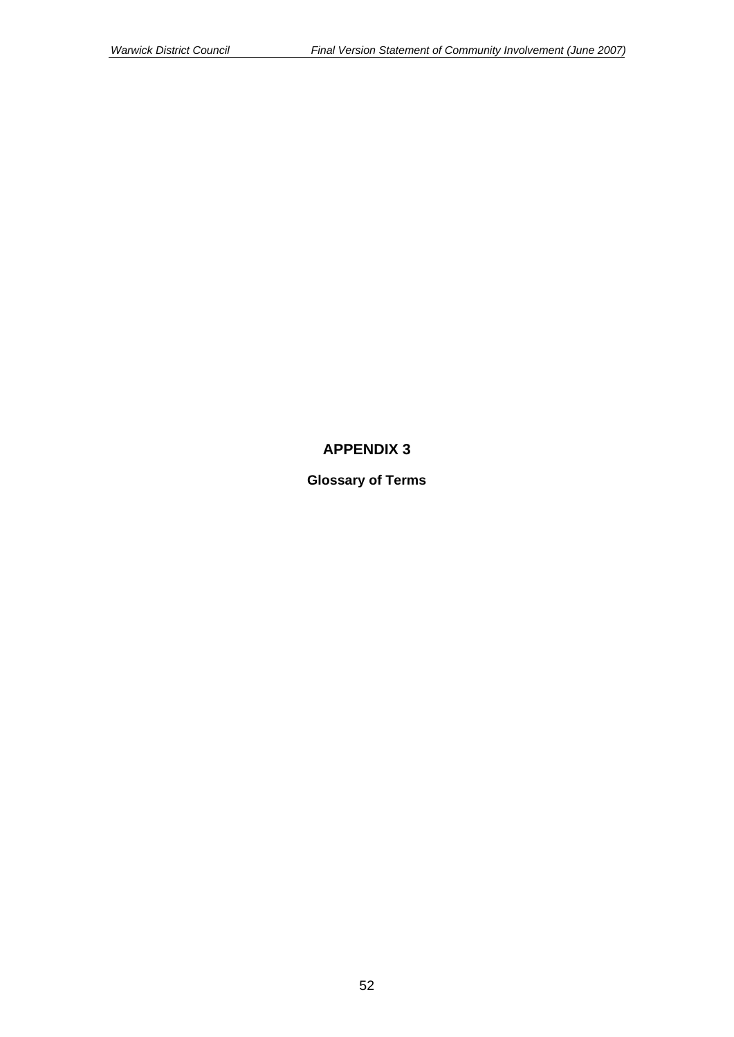# APPENDIX 3

## Glossary of Terms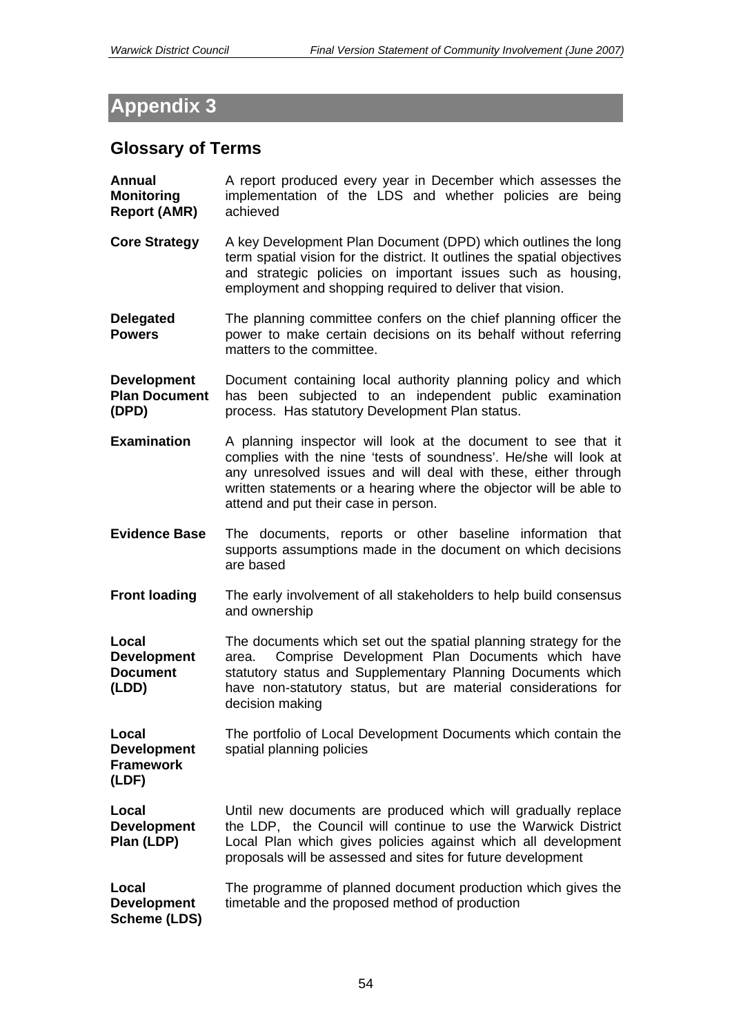# Appendix 3

## Glossary of Terms

**Annual Monitoring Report (AMR)** A report produced every year in December which assesses the implementation of the LDS and whether policies are being achieved

**Core Strategy** A key Development Plan Document (DPD) which outlines the long term spatial vision for the district. It outlines the spatial objectives and strategic policies on important issues such as housing, employment and shopping required to deliver that vision.

**Delegated Powers** The planning committee confers on the chief planning officer the power to make certain decisions on its behalf without referring matters to the committee.

**Development Plan Document (DPD)** Document containing local authority planning policy and which has been subjected to an independent public examination process. Has statutory Development Plan status.

**Examination** A planning inspector will look at the document to see that it complies with the nine 'tests of soundness'. He/she will look at any unresolved issues and will deal with these, either through written statements or a hearing where the objector will be able to attend and put their case in person.

**Evidence Base** The documents, reports or other baseline information that supports assumptions made in the document on which decisions are based

**Front loading** The early involvement of all stakeholders to help build consensus and ownership

**Local Development Document (LDD)** The documents which set out the spatial planning strategy for the area. Comprise Development Plan Documents which have statutory status and Supplementary Planning Documents which have non-statutory status, but are material considerations for decision making

**Local Development Framework (LDF)** The portfolio of Local Development Documents which contain the spatial planning policies

**Local Development Plan (LDP)** Until new documents are produced which will gradually replace the LDP, the Council will continue to use the Warwick District Local Plan which gives policies against which all development proposals will be assessed and sites for future development

**Local Development Scheme (LDS)** The programme of planned document production which gives the timetable and the proposed method of production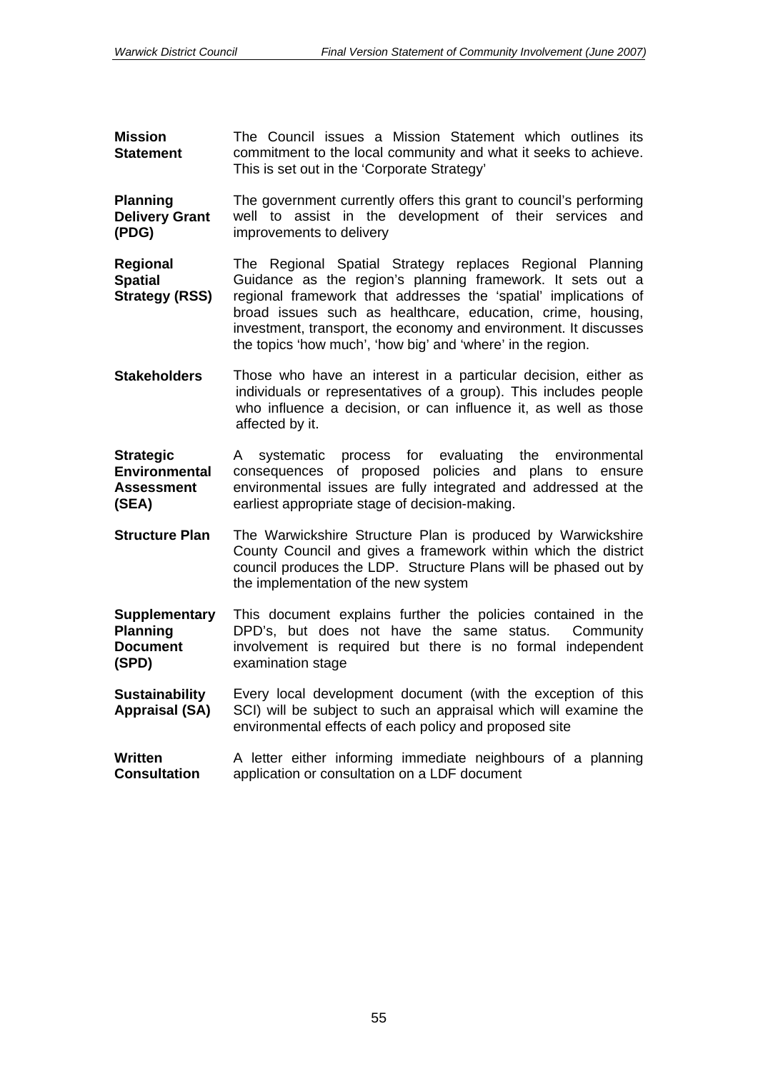| | |
|---|---|
| **Mission Statement** | The Council issues a Mission Statement which outlines its commitment to the local community and what it seeks to achieve. This is set out in the 'Corporate Strategy' |
| **Planning Delivery Grant (PDG)** | The government currently offers this grant to council's performing well to assist in the development of their services and improvements to delivery |
| **Regional Spatial Strategy (RSS)** | The Regional Spatial Strategy replaces Regional Planning Guidance as the region's planning framework. It sets out a regional framework that addresses the 'spatial' implications of broad issues such as healthcare, education, crime, housing, investment, transport, the economy and environment. It discusses the topics 'how much', 'how big' and 'where' in the region. |
| **Stakeholders** | Those who have an interest in a particular decision, either as individuals or representatives of a group). This includes people who influence a decision, or can influence it, as well as those affected by it. |
| **Strategic Environmental Assessment (SEA)** | A systematic process for evaluating the environmental consequences of proposed policies and plans to ensure environmental issues are fully integrated and addressed at the earliest appropriate stage of decision-making. |
| **Structure Plan** | The Warwickshire Structure Plan is produced by Warwickshire County Council and gives a framework within which the district council produces the LDP. Structure Plans will be phased out by the implementation of the new system |
| **Supplementary Planning Document (SPD)** | This document explains further the policies contained in the DPD's, but does not have the same status. Community involvement is required but there is no formal independent examination stage |
| **Sustainability Appraisal (SA)** | Every local development document (with the exception of this SCI) will be subject to such an appraisal which will examine the environmental effects of each policy and proposed site |
| **Written Consultation** | A letter either informing immediate neighbours of a planning application or consultation on a LDF document |